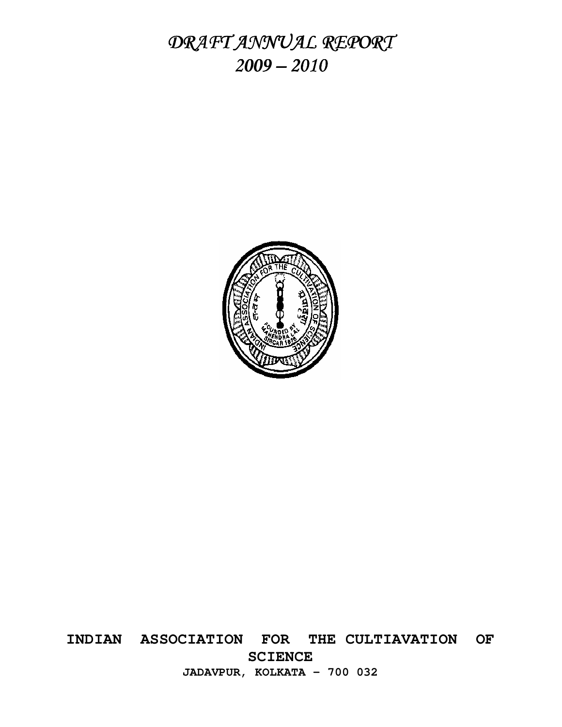# *DRAFT ANNUAL REPORT*
# *2009 – 2010*

**INDIAN ASSOCIATION FOR THE CULTIAVATION OF SCIENCE**

**JADAVPUR, KOLKATA – 700 032**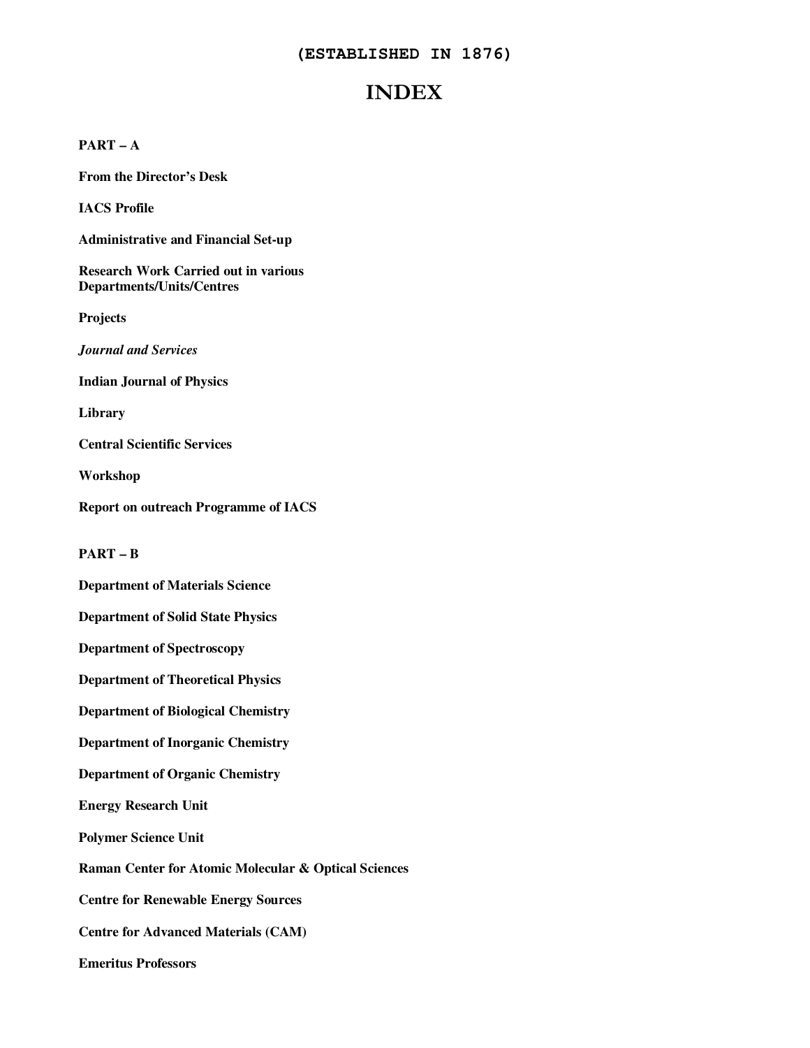**(ESTABLISHED IN 1876)**

# INDEX

**PART – A**

**From the Director's Desk**

**IACS Profile**

**Administrative and Financial Set-up**

**Research Work Carried out in various Departments/Units/Centres**

**Projects**

***Journal and Services***

**Indian Journal of Physics**

**Library**

**Central Scientific Services**

**Workshop**

**Report on outreach Programme of IACS**

**PART – B**

**Department of Materials Science**

**Department of Solid State Physics**

**Department of Spectroscopy**

**Department of Theoretical Physics**

**Department of Biological Chemistry**

**Department of Inorganic Chemistry**

**Department of Organic Chemistry**

**Energy Research Unit**

**Polymer Science Unit**

**Raman Center for Atomic Molecular & Optical Sciences**

**Centre for Renewable Energy Sources**

**Centre for Advanced Materials (CAM)**

**Emeritus Professors**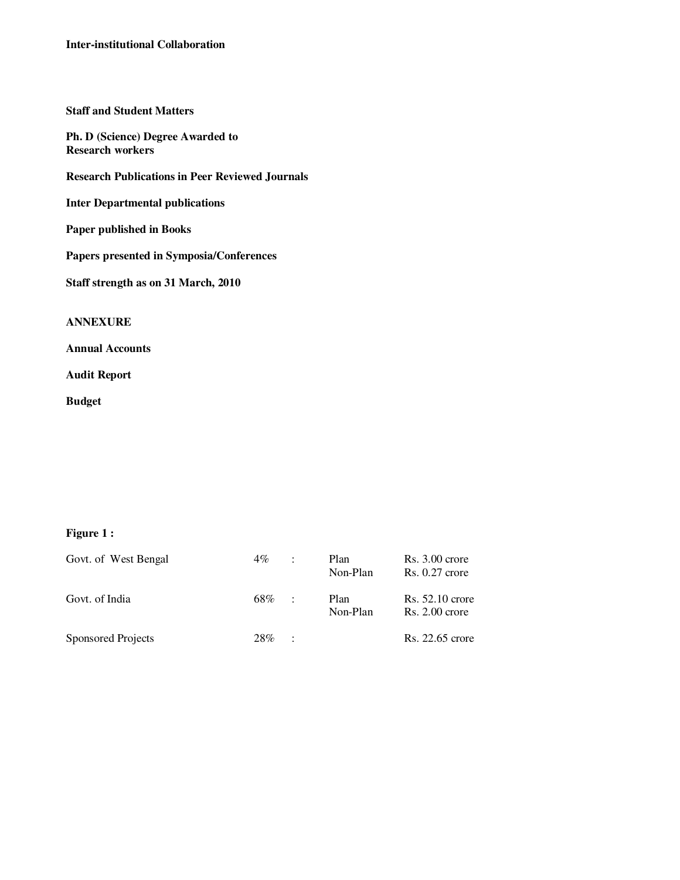**Inter-institutional Collaboration**

**Staff and Student Matters**

**Ph. D (Science) Degree Awarded to Research workers**

**Research Publications in Peer Reviewed Journals**

**Inter Departmental publications**

**Paper published in Books**

**Papers presented in Symposia/Conferences**

**Staff strength as on 31 March, 2010**

**ANNEXURE**

**Annual Accounts**

**Audit Report**

**Budget**

**Figure 1 :**

| | | | | |
|---|---|---|---|---|
| Govt. of West Bengal | 4% | : | Plan<br>Non-Plan | Rs. 3.00 crore<br>Rs. 0.27 crore |
| Govt. of India | 68% | : | Plan<br>Non-Plan | Rs. 52.10 crore<br>Rs. 2.00 crore |
| Sponsored Projects | 28% | : | | Rs. 22.65 crore |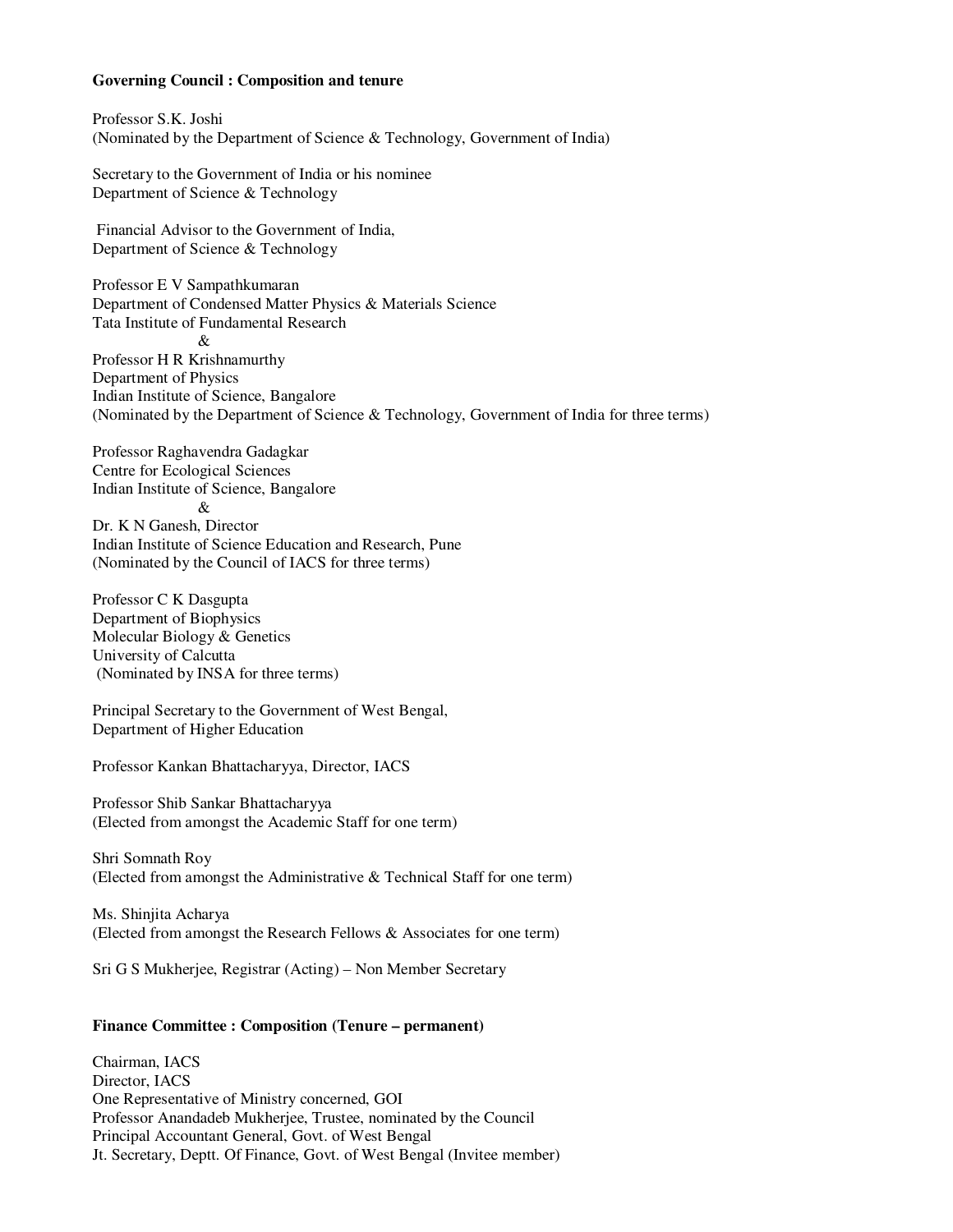**Governing Council : Composition and tenure**

Professor S.K. Joshi
(Nominated by the Department of Science & Technology, Government of India)

Secretary to the Government of India or his nominee
Department of Science & Technology

Financial Advisor to the Government of India,
Department of Science & Technology

Professor E V Sampathkumaran
Department of Condensed Matter Physics & Materials Science
Tata Institute of Fundamental Research
&
Professor H R Krishnamurthy
Department of Physics
Indian Institute of Science, Bangalore
(Nominated by the Department of Science & Technology, Government of India for three terms)

Professor Raghavendra Gadagkar
Centre for Ecological Sciences
Indian Institute of Science, Bangalore
&
Dr. K N Ganesh, Director
Indian Institute of Science Education and Research, Pune
(Nominated by the Council of IACS for three terms)

Professor C K Dasgupta
Department of Biophysics
Molecular Biology & Genetics
University of Calcutta
(Nominated by INSA for three terms)

Principal Secretary to the Government of West Bengal,
Department of Higher Education

Professor Kankan Bhattacharyya, Director, IACS

Professor Shib Sankar Bhattacharyya
(Elected from amongst the Academic Staff for one term)

Shri Somnath Roy
(Elected from amongst the Administrative & Technical Staff for one term)

Ms. Shinjita Acharya
(Elected from amongst the Research Fellows & Associates for one term)

Sri G S Mukherjee, Registrar (Acting) – Non Member Secretary

**Finance Committee : Composition (Tenure – permanent)**

Chairman, IACS
Director, IACS
One Representative of Ministry concerned, GOI
Professor Anandadeb Mukherjee, Trustee, nominated by the Council
Principal Accountant General, Govt. of West Bengal
Jt. Secretary, Deptt. Of Finance, Govt. of West Bengal (Invitee member)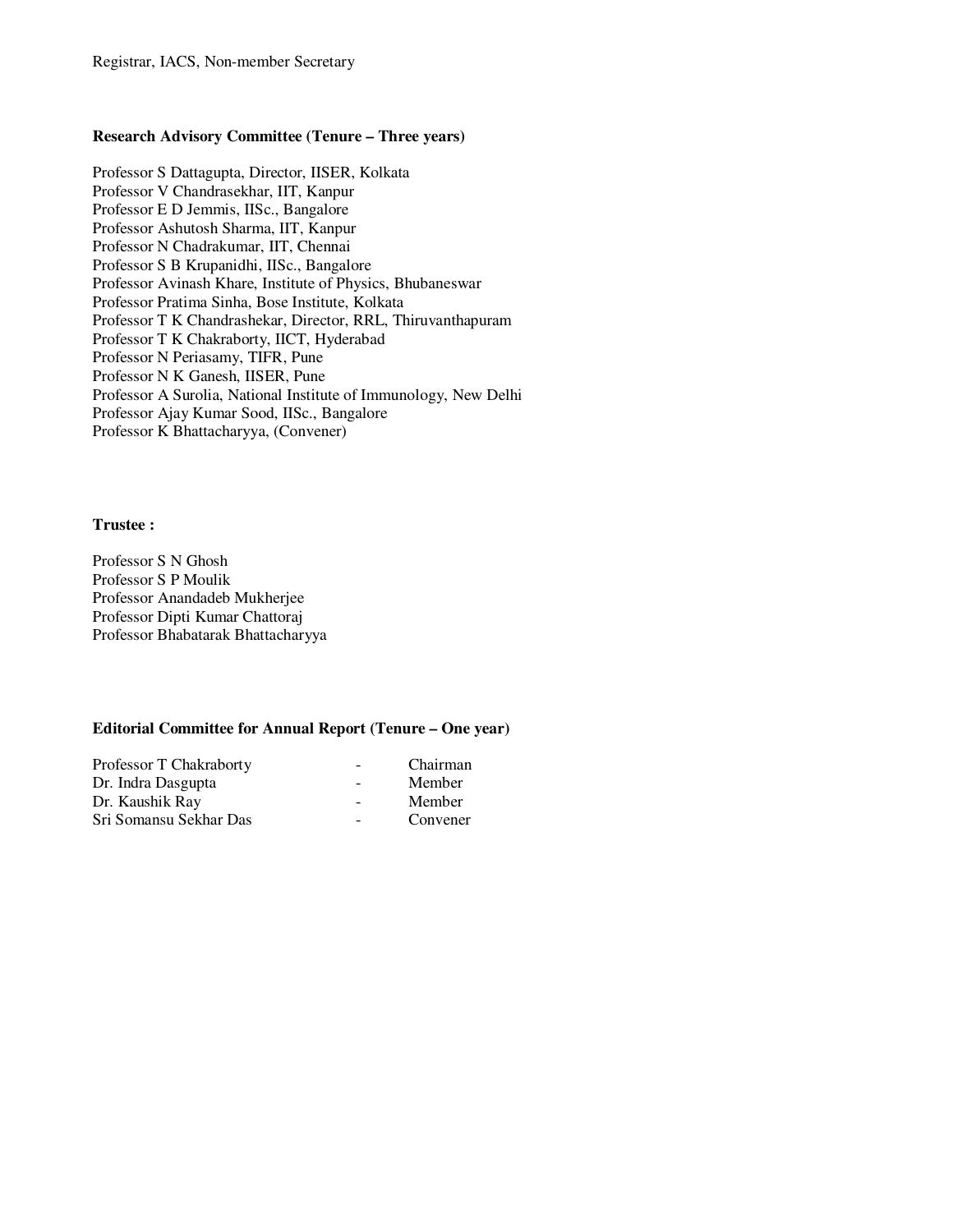Registrar, IACS, Non-member Secretary

**Research Advisory Committee (Tenure – Three years)**

Professor S Dattagupta, Director, IISER, Kolkata
Professor V Chandrasekhar, IIT, Kanpur
Professor E D Jemmis, IISc., Bangalore
Professor Ashutosh Sharma, IIT, Kanpur
Professor N Chadrakumar, IIT, Chennai
Professor S B Krupanidhi, IISc., Bangalore
Professor Avinash Khare, Institute of Physics, Bhubaneswar
Professor Pratima Sinha, Bose Institute, Kolkata
Professor T K Chandrashekar, Director, RRL, Thiruvanthapuram
Professor T K Chakraborty, IICT, Hyderabad
Professor N Periasamy, TIFR, Pune
Professor N K Ganesh, IISER, Pune
Professor A Surolia, National Institute of Immunology, New Delhi
Professor Ajay Kumar Sood, IISc., Bangalore
Professor K Bhattacharyya, (Convener)

**Trustee :**

Professor S N Ghosh
Professor S P Moulik
Professor Anandadeb Mukherjee
Professor Dipti Kumar Chattoraj
Professor Bhabatarak Bhattacharyya

**Editorial Committee for Annual Report (Tenure – One year)**

| | | |
|---|---|---|
| Professor T Chakraborty | - | Chairman |
| Dr. Indra Dasgupta | - | Member |
| Dr. Kaushik Ray | - | Member |
| Sri Somansu Sekhar Das | - | Convener |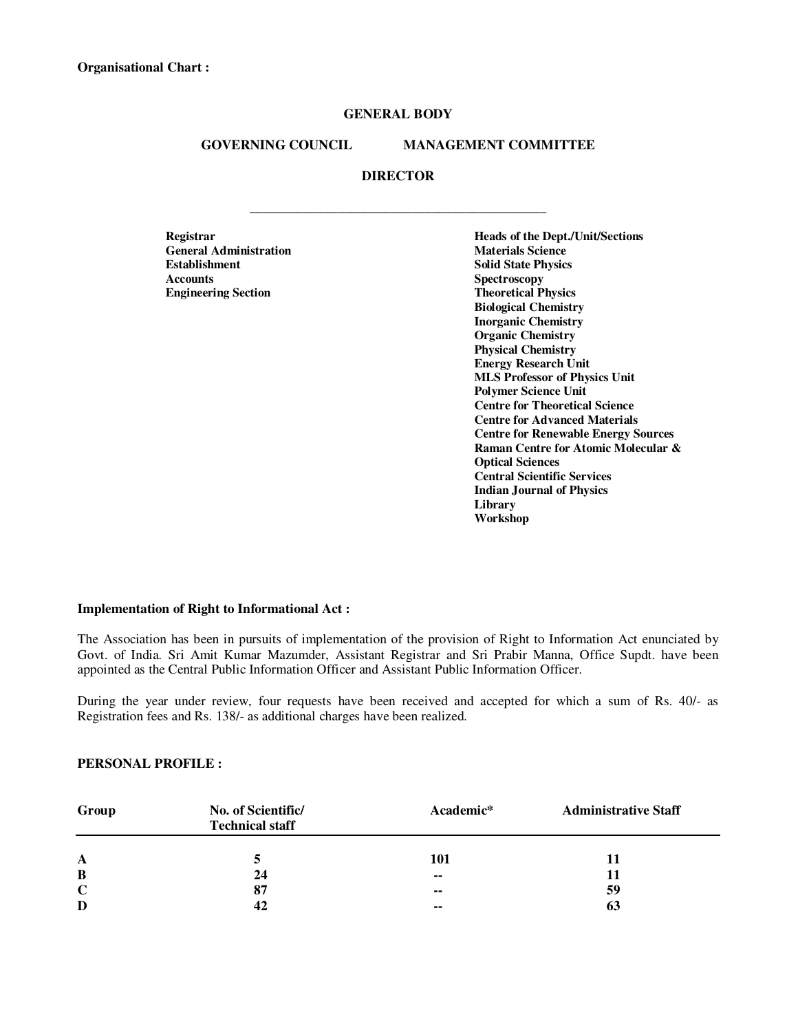**Organisational Chart :**

**GENERAL BODY**

**GOVERNING COUNCIL** **MANAGEMENT COMMITTEE**

**DIRECTOR**

---

**Registrar**
**General Administration**
**Establishment**
**Accounts**
**Engineering Section**

**Heads of the Dept./Unit/Sections**
**Materials Science**
**Solid State Physics**
**Spectroscopy**
**Theoretical Physics**
**Biological Chemistry**
**Inorganic Chemistry**
**Organic Chemistry**
**Physical Chemistry**
**Energy Research Unit**
**MLS Professor of Physics Unit**
**Polymer Science Unit**
**Centre for Theoretical Science**
**Centre for Advanced Materials**
**Centre for Renewable Energy Sources**
**Raman Centre for Atomic Molecular & Optical Sciences**
**Central Scientific Services**
**Indian Journal of Physics**
**Library**
**Workshop**

**Implementation of Right to Informational Act :**

The Association has been in pursuits of implementation of the provision of Right to Information Act enunciated by Govt. of India. Sri Amit Kumar Mazumder, Assistant Registrar and Sri Prabir Manna, Office Supdt. have been appointed as the Central Public Information Officer and Assistant Public Information Officer.

During the year under review, four requests have been received and accepted for which a sum of Rs. 40/- as Registration fees and Rs. 138/- as additional charges have been realized.

**PERSONAL PROFILE :**

| Group | No. of Scientific/ Technical staff | Academic* | Administrative Staff |
|---|---|---|---|
| A | 5 | 101 | 11 |
| B | 24 | -- | 11 |
| C | 87 | -- | 59 |
| D | 42 | -- | 63 |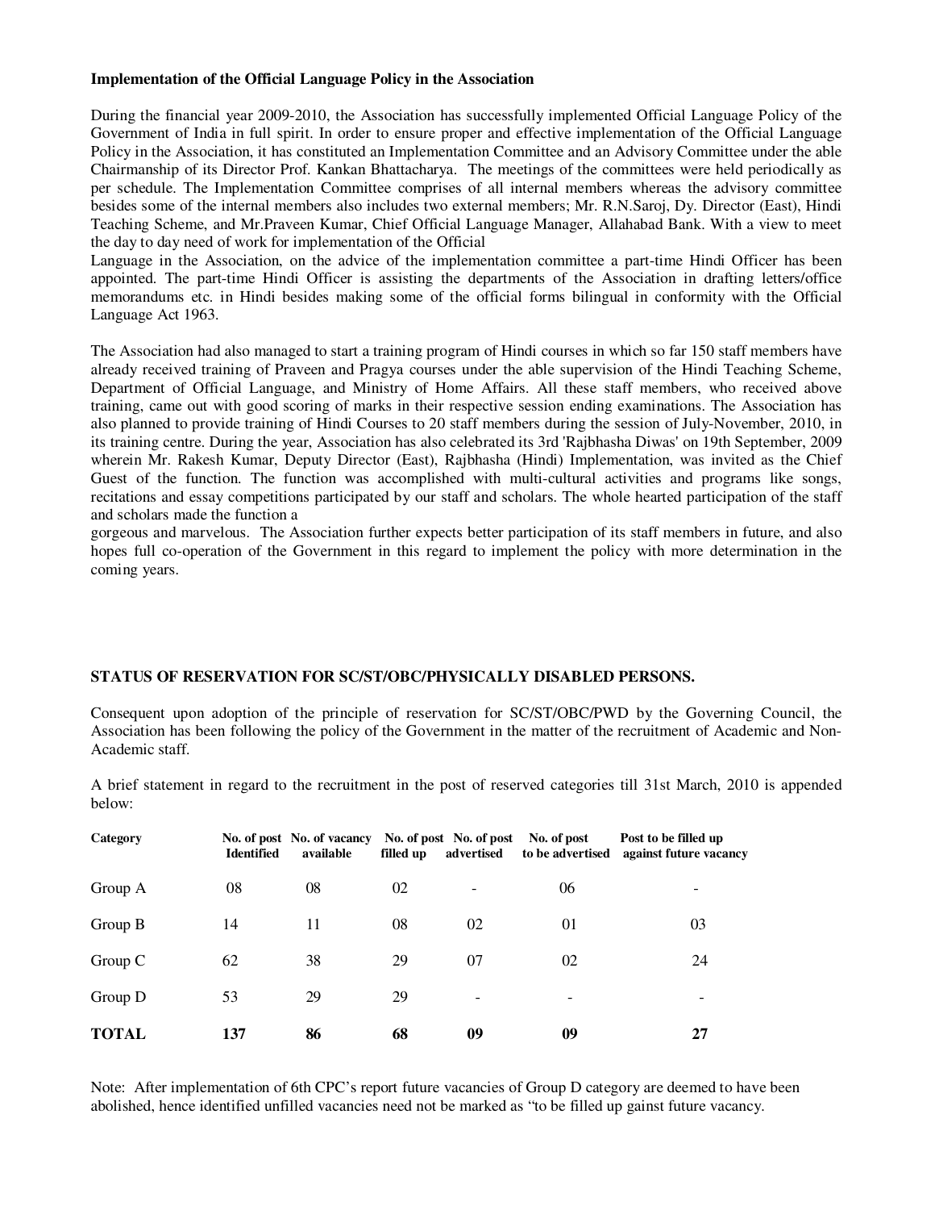**Implementation of the Official Language Policy in the Association**

During the financial year 2009-2010, the Association has successfully implemented Official Language Policy of the Government of India in full spirit. In order to ensure proper and effective implementation of the Official Language Policy in the Association, it has constituted an Implementation Committee and an Advisory Committee under the able Chairmanship of its Director Prof. Kankan Bhattacharya. The meetings of the committees were held periodically as per schedule. The Implementation Committee comprises of all internal members whereas the advisory committee besides some of the internal members also includes two external members; Mr. R.N.Saroj, Dy. Director (East), Hindi Teaching Scheme, and Mr.Praveen Kumar, Chief Official Language Manager, Allahabad Bank. With a view to meet the day to day need of work for implementation of the Official Language in the Association, on the advice of the implementation committee a part-time Hindi Officer has been appointed. The part-time Hindi Officer is assisting the departments of the Association in drafting letters/office memorandums etc. in Hindi besides making some of the official forms bilingual in conformity with the Official Language Act 1963.

The Association had also managed to start a training program of Hindi courses in which so far 150 staff members have already received training of Praveen and Pragya courses under the able supervision of the Hindi Teaching Scheme, Department of Official Language, and Ministry of Home Affairs. All these staff members, who received above training, came out with good scoring of marks in their respective session ending examinations. The Association has also planned to provide training of Hindi Courses to 20 staff members during the session of July-November, 2010, in its training centre. During the year, Association has also celebrated its 3rd 'Rajbhasha Diwas' on 19th September, 2009 wherein Mr. Rakesh Kumar, Deputy Director (East), Rajbhasha (Hindi) Implementation, was invited as the Chief Guest of the function. The function was accomplished with multi-cultural activities and programs like songs, recitations and essay competitions participated by our staff and scholars. The whole hearted participation of the staff and scholars made the function a gorgeous and marvelous. The Association further expects better participation of its staff members in future, and also hopes full co-operation of the Government in this regard to implement the policy with more determination in the coming years.

**STATUS OF RESERVATION FOR SC/ST/OBC/PHYSICALLY DISABLED PERSONS.**

Consequent upon adoption of the principle of reservation for SC/ST/OBC/PWD by the Governing Council, the Association has been following the policy of the Government in the matter of the recruitment of Academic and Non-Academic staff.

A brief statement in regard to the recruitment in the post of reserved categories till 31st March, 2010 is appended below:

| Category | No. of post Identified | No. of vacancy available | No. of post filled up | No. of post advertised | No. of post to be advertised | Post to be filled up against future vacancy |
|---|---|---|---|---|---|---|
| Group A | 08 | 08 | 02 | - | 06 | - |
| Group B | 14 | 11 | 08 | 02 | 01 | 03 |
| Group C | 62 | 38 | 29 | 07 | 02 | 24 |
| Group D | 53 | 29 | 29 | - | - | - |
| **TOTAL** | **137** | **86** | **68** | **09** | **09** | **27** |

Note: After implementation of 6th CPC's report future vacancies of Group D category are deemed to have been abolished, hence identified unfilled vacancies need not be marked as "to be filled up gainst future vacancy.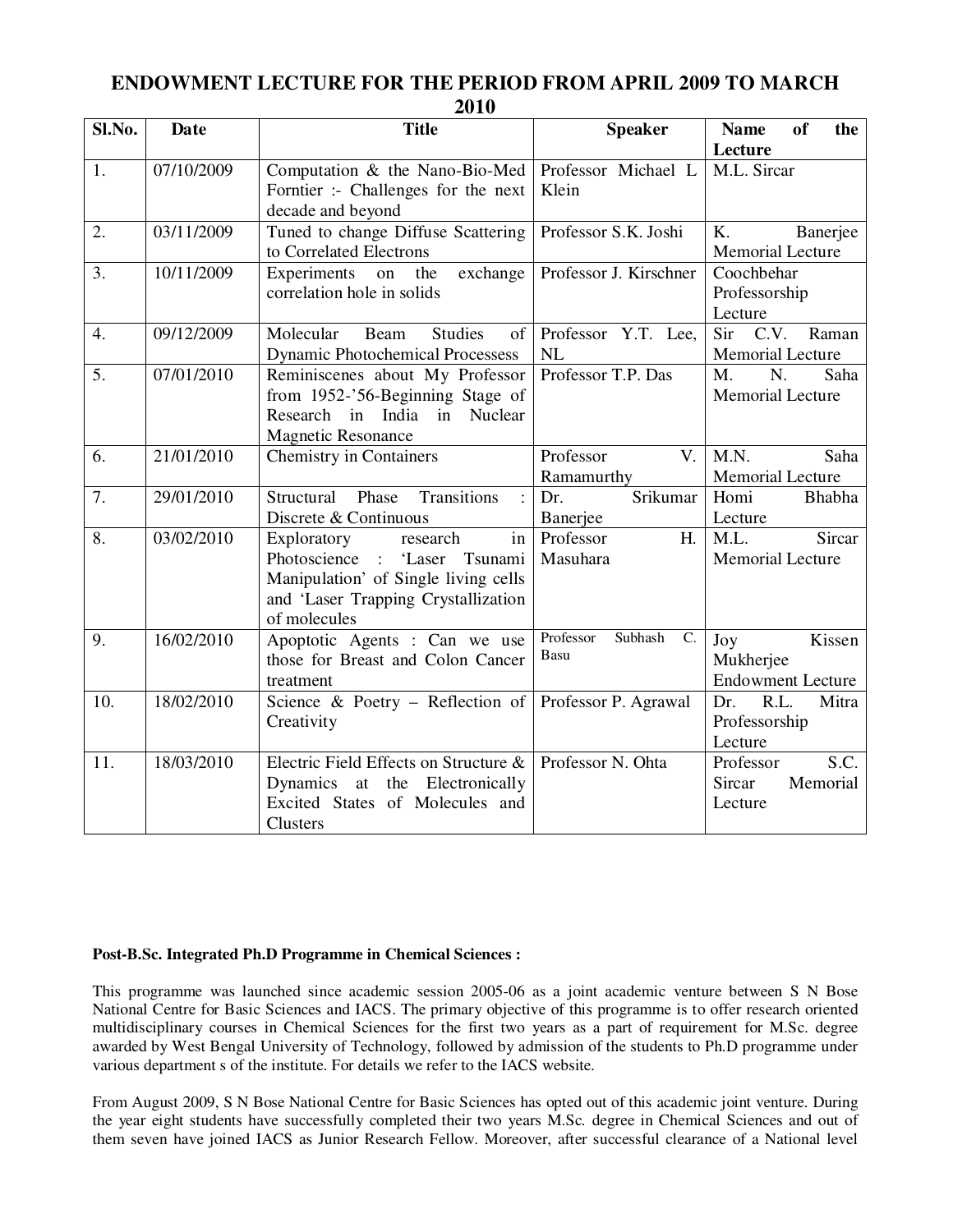## ENDOWMENT LECTURE FOR THE PERIOD FROM APRIL 2009 TO MARCH 2010

| Sl.No. | Date | Title | Speaker | Name of the Lecture |
|---|---|---|---|---|
| 1. | 07/10/2009 | Computation & the Nano-Bio-Med Forntier :- Challenges for the next decade and beyond | Professor Michael L Klein | M.L. Sircar |
| 2. | 03/11/2009 | Tuned to change Diffuse Scattering to Correlated Electrons | Professor S.K. Joshi | K. Banerjee Memorial Lecture |
| 3. | 10/11/2009 | Experiments on the exchange correlation hole in solids | Professor J. Kirschner | Coochbehar Professorship Lecture |
| 4. | 09/12/2009 | Molecular Beam Studies of Dynamic Photochemical Processess | Professor Y.T. Lee, NL | Sir C.V. Raman Memorial Lecture |
| 5. | 07/01/2010 | Reminiscenes about My Professor from 1952-'56-Beginning Stage of Research in India in Nuclear Magnetic Resonance | Professor T.P. Das | M. N. Saha Memorial Lecture |
| 6. | 21/01/2010 | Chemistry in Containers | Professor V. Ramamurthy | M.N. Saha Memorial Lecture |
| 7. | 29/01/2010 | Structural Phase Transitions : Discrete & Continuous | Dr. Srikumar Banerjee | Homi Bhabha Lecture |
| 8. | 03/02/2010 | Exploratory research in Photoscience : 'Laser Tsunami Manipulation' of Single living cells and 'Laser Trapping Crystallization of molecules | Professor H. Masuhara | M.L. Sircar Memorial Lecture |
| 9. | 16/02/2010 | Apoptotic Agents : Can we use those for Breast and Colon Cancer treatment | Professor Subhash C. Basu | Joy Kissen Mukherjee Endowment Lecture |
| 10. | 18/02/2010 | Science & Poetry – Reflection of Creativity | Professor P. Agrawal | Dr. R.L. Mitra Professorship Lecture |
| 11. | 18/03/2010 | Electric Field Effects on Structure & Dynamics at the Electronically Excited States of Molecules and Clusters | Professor N. Ohta | Professor S.C. Sircar Memorial Lecture |

**Post-B.Sc. Integrated Ph.D Programme in Chemical Sciences :**

This programme was launched since academic session 2005-06 as a joint academic venture between S N Bose National Centre for Basic Sciences and IACS. The primary objective of this programme is to offer research oriented multidisciplinary courses in Chemical Sciences for the first two years as a part of requirement for M.Sc. degree awarded by West Bengal University of Technology, followed by admission of the students to Ph.D programme under various department s of the institute. For details we refer to the IACS website.

From August 2009, S N Bose National Centre for Basic Sciences has opted out of this academic joint venture. During the year eight students have successfully completed their two years M.Sc. degree in Chemical Sciences and out of them seven have joined IACS as Junior Research Fellow. Moreover, after successful clearance of a National level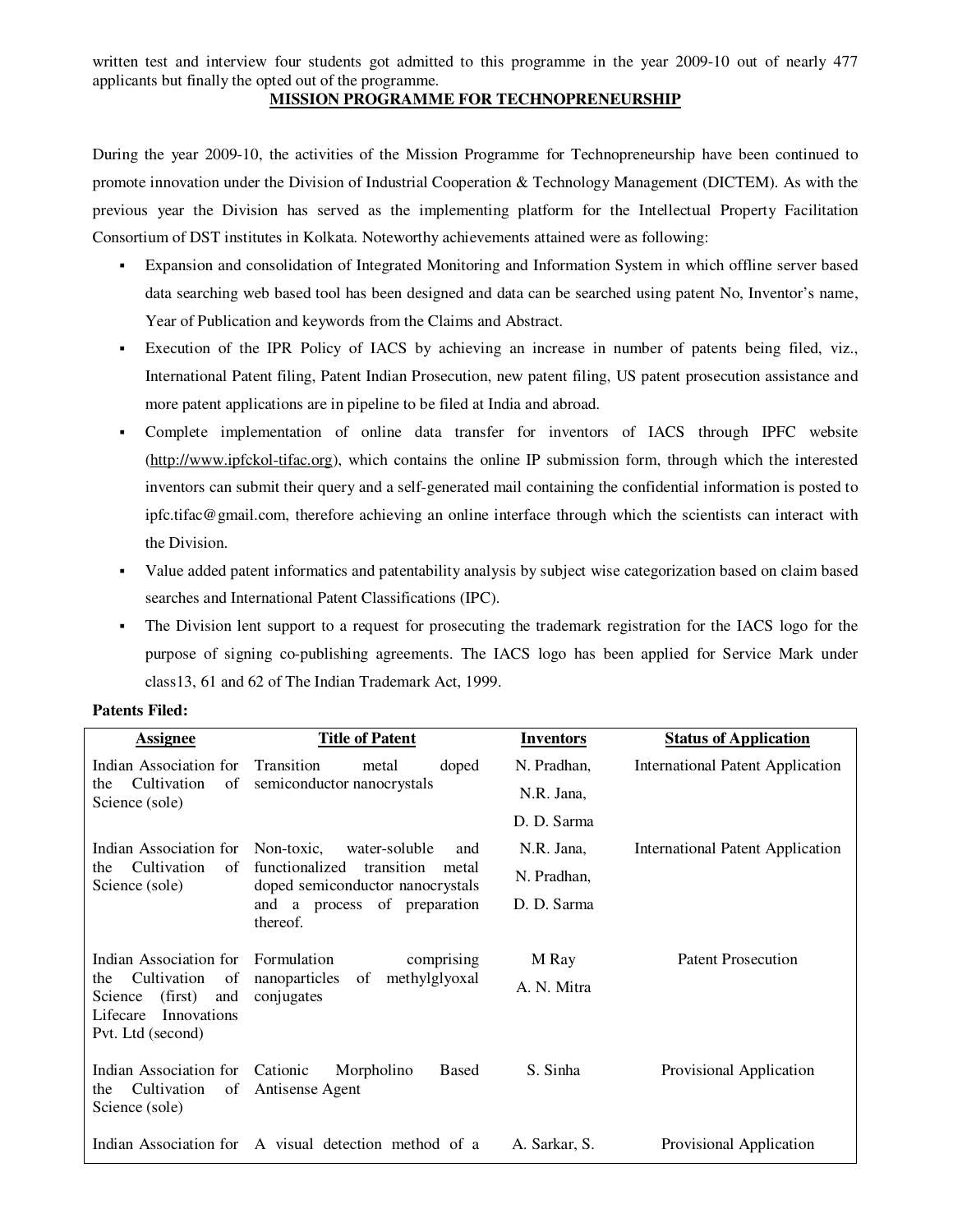written test and interview four students got admitted to this programme in the year 2009-10 out of nearly 477 applicants but finally the opted out of the programme.

## MISSION PROGRAMME FOR TECHNOPRENEURSHIP

During the year 2009-10, the activities of the Mission Programme for Technopreneurship have been continued to promote innovation under the Division of Industrial Cooperation & Technology Management (DICTEM). As with the previous year the Division has served as the implementing platform for the Intellectual Property Facilitation Consortium of DST institutes in Kolkata. Noteworthy achievements attained were as following:

- Expansion and consolidation of Integrated Monitoring and Information System in which offline server based data searching web based tool has been designed and data can be searched using patent No, Inventor's name, Year of Publication and keywords from the Claims and Abstract.
- Execution of the IPR Policy of IACS by achieving an increase in number of patents being filed, viz., International Patent filing, Patent Indian Prosecution, new patent filing, US patent prosecution assistance and more patent applications are in pipeline to be filed at India and abroad.
- Complete implementation of online data transfer for inventors of IACS through IPFC website (http://www.ipfckol-tifac.org), which contains the online IP submission form, through which the interested inventors can submit their query and a self-generated mail containing the confidential information is posted to ipfc.tifac@gmail.com, therefore achieving an online interface through which the scientists can interact with the Division.
- Value added patent informatics and patentability analysis by subject wise categorization based on claim based searches and International Patent Classifications (IPC).
- The Division lent support to a request for prosecuting the trademark registration for the IACS logo for the purpose of signing co-publishing agreements. The IACS logo has been applied for Service Mark under class13, 61 and 62 of The Indian Trademark Act, 1999.

**Patents Filed:**

| Assignee | Title of Patent | Inventors | Status of Application |
|---|---|---|---|
| Indian Association for the Cultivation of Science (sole) | Transition metal doped semiconductor nanocrystals | N. Pradhan, N.R. Jana, D. D. Sarma | International Patent Application |
| Indian Association for the Cultivation of Science (sole) | Non-toxic, water-soluble and functionalized transition metal doped semiconductor nanocrystals and a process of preparation thereof. | N.R. Jana, N. Pradhan, D. D. Sarma | International Patent Application |
| Indian Association for the Cultivation of Science (first) and Lifecare Innovations Pvt. Ltd (second) | Formulation comprising nanoparticles of methylglyoxal conjugates | M Ray, A. N. Mitra | Patent Prosecution |
| Indian Association for the Cultivation of Science (sole) | Cationic Morpholino Based Antisense Agent | S. Sinha | Provisional Application |
| Indian Association for | A visual detection method of a | A. Sarkar, S. | Provisional Application |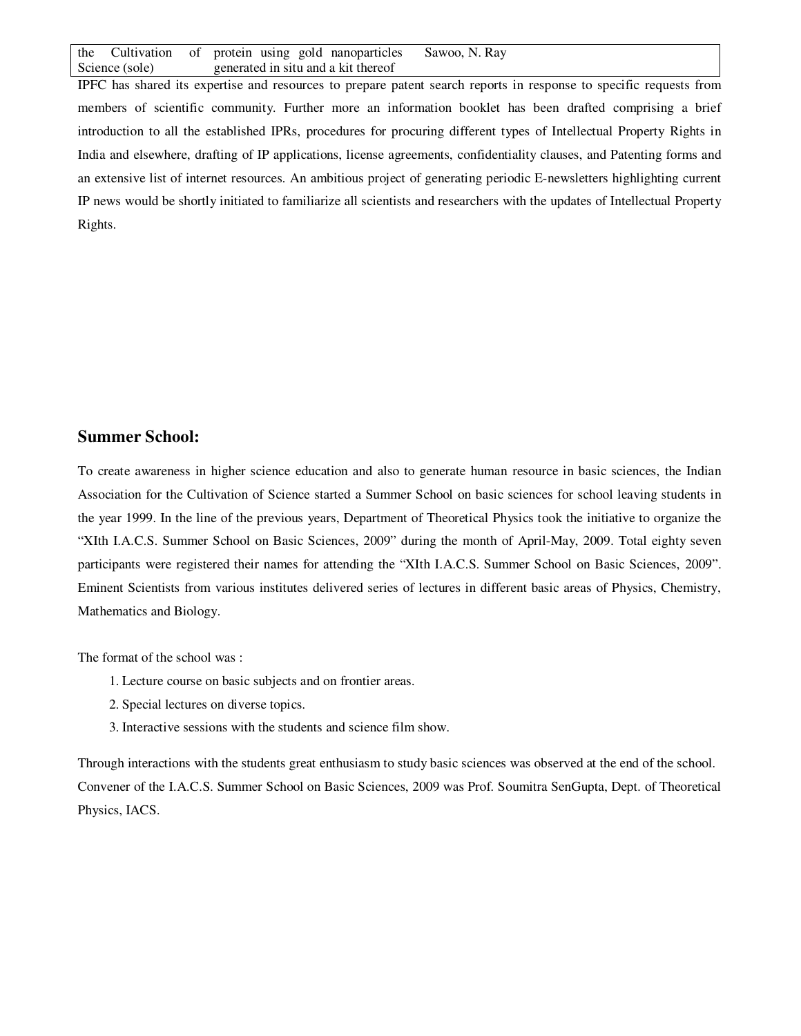| the Cultivation of Science (sole) | protein using gold nanoparticles generated in situ and a kit thereof | Sawoo, N. Ray |
|---|---|---|

IPFC has shared its expertise and resources to prepare patent search reports in response to specific requests from members of scientific community. Further more an information booklet has been drafted comprising a brief introduction to all the established IPRs, procedures for procuring different types of Intellectual Property Rights in India and elsewhere, drafting of IP applications, license agreements, confidentiality clauses, and Patenting forms and an extensive list of internet resources. An ambitious project of generating periodic E-newsletters highlighting current IP news would be shortly initiated to familiarize all scientists and researchers with the updates of Intellectual Property Rights.

## Summer School:

To create awareness in higher science education and also to generate human resource in basic sciences, the Indian Association for the Cultivation of Science started a Summer School on basic sciences for school leaving students in the year 1999. In the line of the previous years, Department of Theoretical Physics took the initiative to organize the "XIth I.A.C.S. Summer School on Basic Sciences, 2009" during the month of April-May, 2009. Total eighty seven participants were registered their names for attending the "XIth I.A.C.S. Summer School on Basic Sciences, 2009". Eminent Scientists from various institutes delivered series of lectures in different basic areas of Physics, Chemistry, Mathematics and Biology.

The format of the school was :

1. Lecture course on basic subjects and on frontier areas.
2. Special lectures on diverse topics.
3. Interactive sessions with the students and science film show.

Through interactions with the students great enthusiasm to study basic sciences was observed at the end of the school. Convener of the I.A.C.S. Summer School on Basic Sciences, 2009 was Prof. Soumitra SenGupta, Dept. of Theoretical Physics, IACS.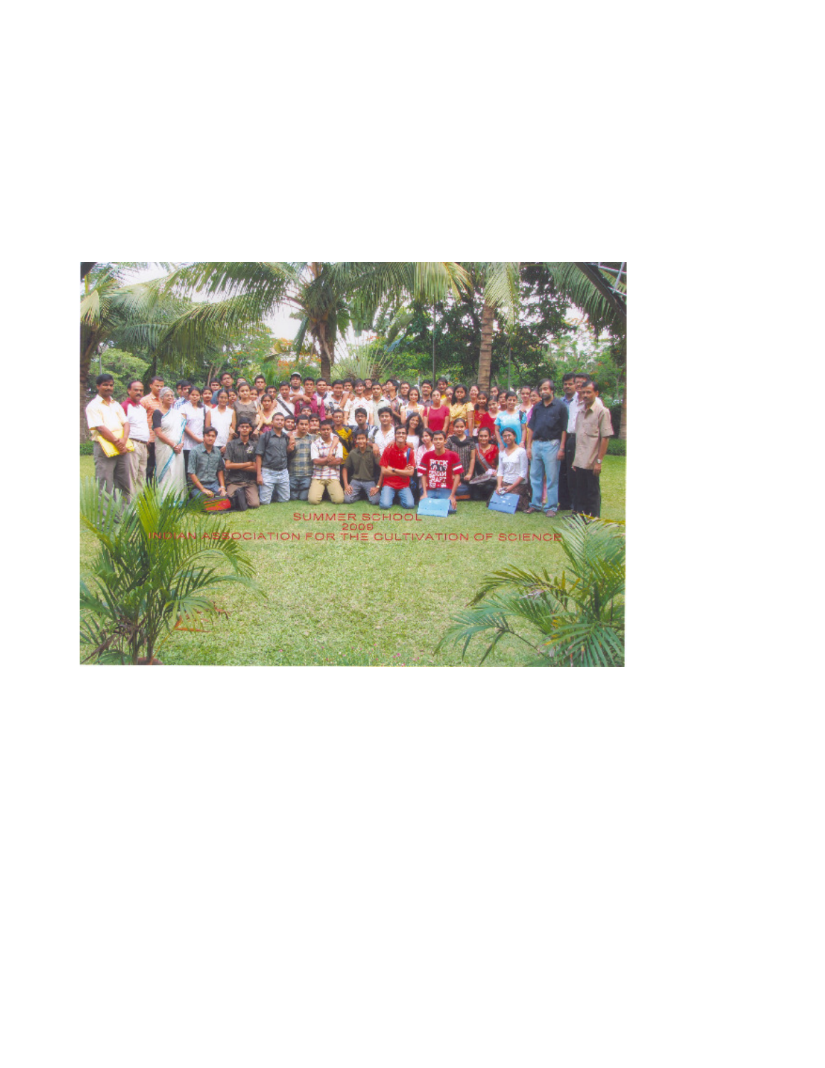SUMMER SCHOOL

2009

INDIAN ASSOCIATION FOR THE CULTIVATION OF SCIENCE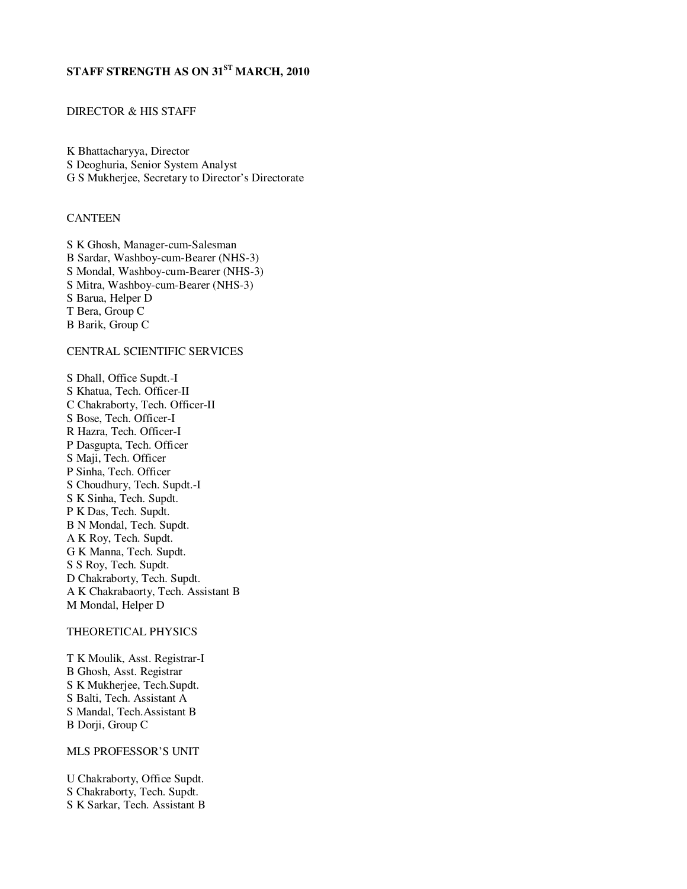# STAFF STRENGTH AS ON 31ST MARCH, 2010

## DIRECTOR & HIS STAFF

K Bhattacharyya, Director
S Deoghuria, Senior System Analyst
G S Mukherjee, Secretary to Director's Directorate

## CANTEEN

S K Ghosh, Manager-cum-Salesman
B Sardar, Washboy-cum-Bearer (NHS-3)
S Mondal, Washboy-cum-Bearer (NHS-3)
S Mitra, Washboy-cum-Bearer (NHS-3)
S Barua, Helper D
T Bera, Group C
B Barik, Group C

## CENTRAL SCIENTIFIC SERVICES

S Dhall, Office Supdt.-I
S Khatua, Tech. Officer-II
C Chakraborty, Tech. Officer-II
S Bose, Tech. Officer-I
R Hazra, Tech. Officer-I
P Dasgupta, Tech. Officer
S Maji, Tech. Officer
P Sinha, Tech. Officer
S Choudhury, Tech. Supdt.-I
S K Sinha, Tech. Supdt.
P K Das, Tech. Supdt.
B N Mondal, Tech. Supdt.
A K Roy, Tech. Supdt.
G K Manna, Tech. Supdt.
S S Roy, Tech. Supdt.
D Chakraborty, Tech. Supdt.
A K Chakrabaorty, Tech. Assistant B
M Mondal, Helper D

## THEORETICAL PHYSICS

T K Moulik, Asst. Registrar-I
B Ghosh, Asst. Registrar
S K Mukherjee, Tech.Supdt.
S Balti, Tech. Assistant A
S Mandal, Tech.Assistant B
B Dorji, Group C

## MLS PROFESSOR'S UNIT

U Chakraborty, Office Supdt.
S Chakraborty, Tech. Supdt.
S K Sarkar, Tech. Assistant B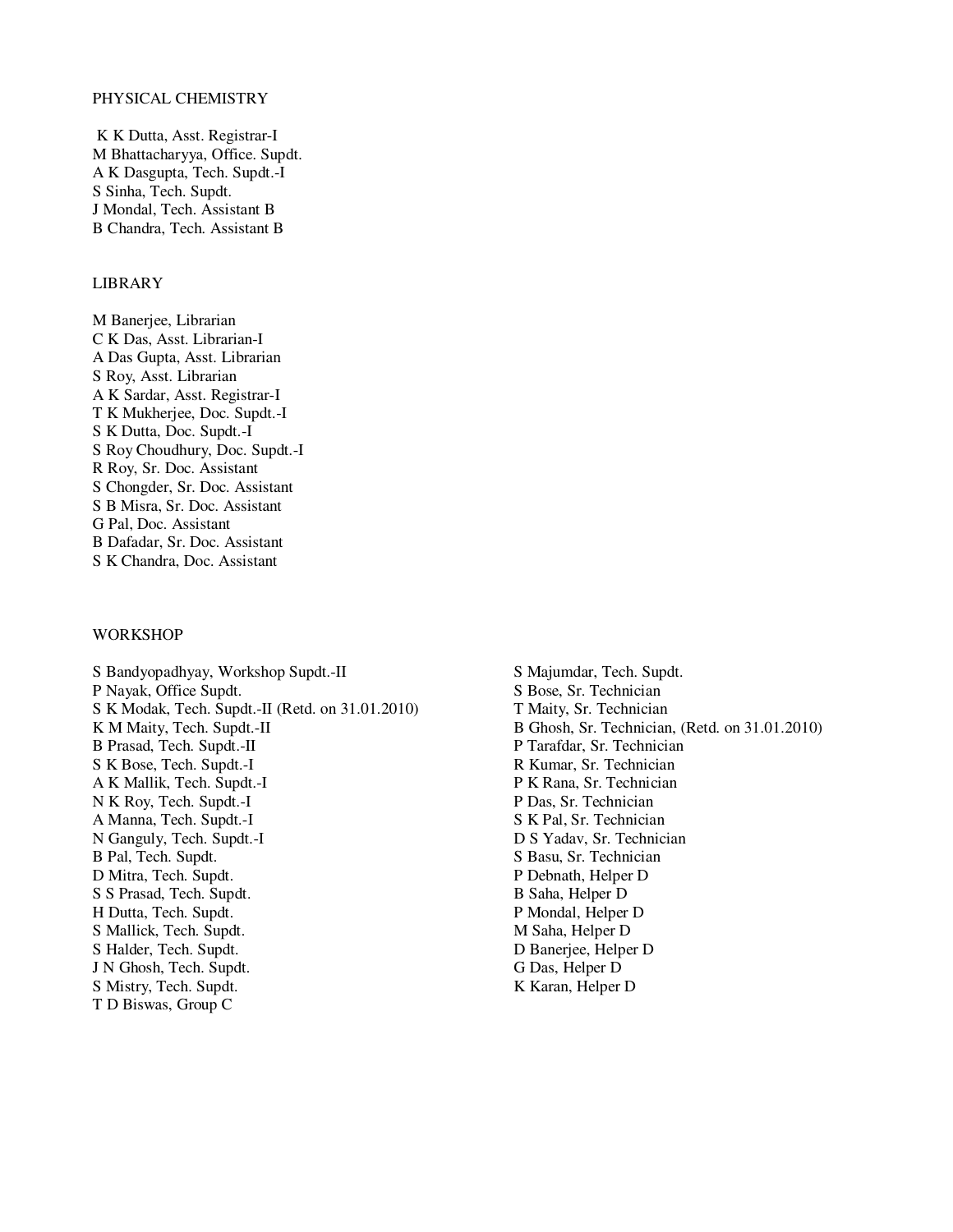## PHYSICAL CHEMISTRY

K K Dutta, Asst. Registrar-I
M Bhattacharyya, Office. Supdt.
A K Dasgupta, Tech. Supdt.-I
S Sinha, Tech. Supdt.
J Mondal, Tech. Assistant B
B Chandra, Tech. Assistant B

## LIBRARY

M Banerjee, Librarian
C K Das, Asst. Librarian-I
A Das Gupta, Asst. Librarian
S Roy, Asst. Librarian
A K Sardar, Asst. Registrar-I
T K Mukherjee, Doc. Supdt.-I
S K Dutta, Doc. Supdt.-I
S Roy Choudhury, Doc. Supdt.-I
R Roy, Sr. Doc. Assistant
S Chongder, Sr. Doc. Assistant
S B Misra, Sr. Doc. Assistant
G Pal, Doc. Assistant
B Dafadar, Sr. Doc. Assistant
S K Chandra, Doc. Assistant

## WORKSHOP

S Bandyopadhyay, Workshop Supdt.-II
P Nayak, Office Supdt.
S K Modak, Tech. Supdt.-II (Retd. on 31.01.2010)
K M Maity, Tech. Supdt.-II
B Prasad, Tech. Supdt.-II
S K Bose, Tech. Supdt.-I
A K Mallik, Tech. Supdt.-I
N K Roy, Tech. Supdt.-I
A Manna, Tech. Supdt.-I
N Ganguly, Tech. Supdt.-I
B Pal, Tech. Supdt.
D Mitra, Tech. Supdt.
S S Prasad, Tech. Supdt.
H Dutta, Tech. Supdt.
S Mallick, Tech. Supdt.
S Halder, Tech. Supdt.
J N Ghosh, Tech. Supdt.
S Mistry, Tech. Supdt.
T D Biswas, Group C
S Majumdar, Tech. Supdt.
S Bose, Sr. Technician
T Maity, Sr. Technician
B Ghosh, Sr. Technician, (Retd. on 31.01.2010)
P Tarafdar, Sr. Technician
R Kumar, Sr. Technician
P K Rana, Sr. Technician
P Das, Sr. Technician
S K Pal, Sr. Technician
D S Yadav, Sr. Technician
S Basu, Sr. Technician
P Debnath, Helper D
B Saha, Helper D
P Mondal, Helper D
M Saha, Helper D
D Banerjee, Helper D
G Das, Helper D
K Karan, Helper D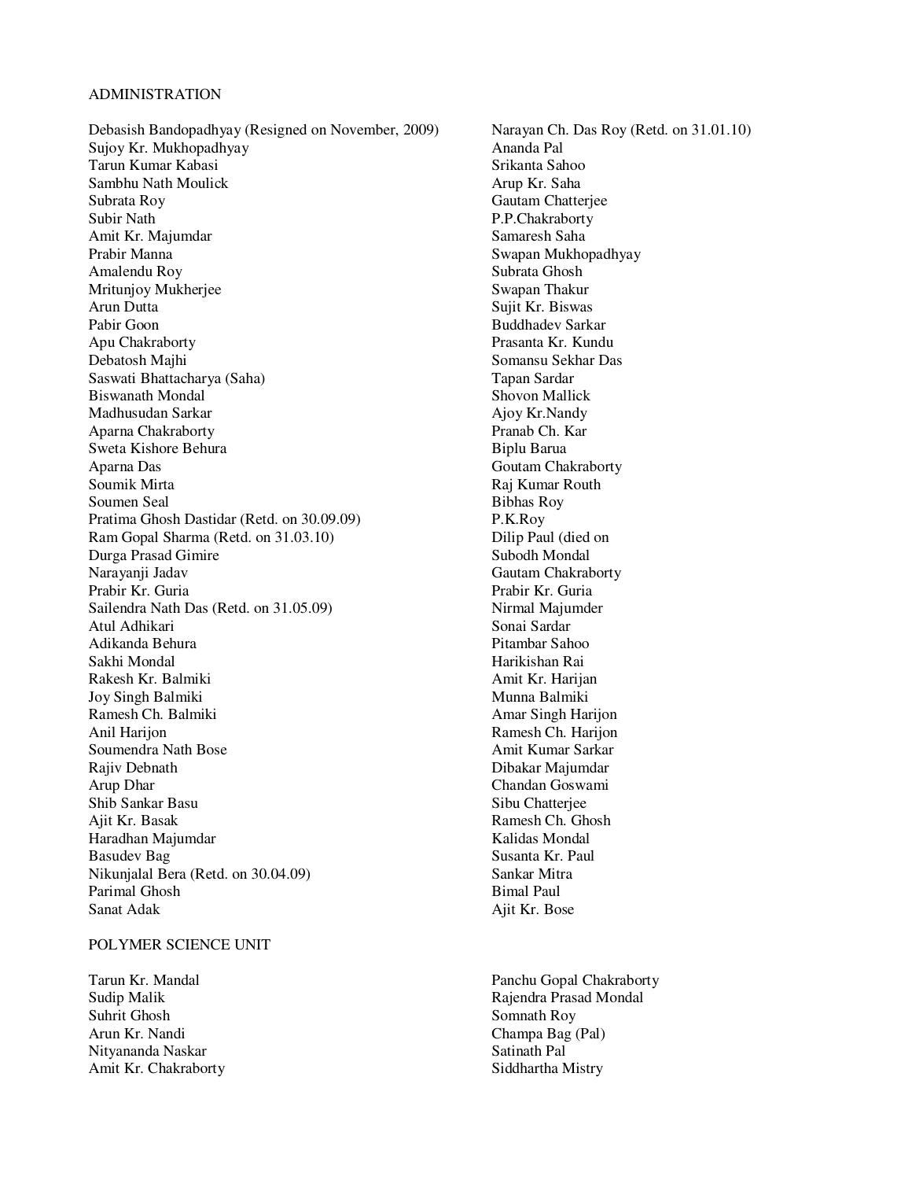## ADMINISTRATION

Debasish Bandopadhyay (Resigned on November, 2009)
Sujoy Kr. Mukhopadhyay
Tarun Kumar Kabasi
Sambhu Nath Moulick
Subrata Roy
Subir Nath
Amit Kr. Majumdar
Prabir Manna
Amalendu Roy
Mritunjoy Mukherjee
Arun Dutta
Pabir Goon
Apu Chakraborty
Debatosh Majhi
Saswati Bhattacharya (Saha)
Biswanath Mondal
Madhusudan Sarkar
Aparna Chakraborty
Sweta Kishore Behura
Aparna Das
Soumik Mirta
Soumen Seal
Pratima Ghosh Dastidar (Retd. on 30.09.09)
Ram Gopal Sharma (Retd. on 31.03.10)
Durga Prasad Gimire
Narayanji Jadav
Prabir Kr. Guria
Sailendra Nath Das (Retd. on 31.05.09)
Atul Adhikari
Adikanda Behura
Sakhi Mondal
Rakesh Kr. Balmiki
Joy Singh Balmiki
Ramesh Ch. Balmiki
Anil Harijon
Soumendra Nath Bose
Rajiv Debnath
Arup Dhar
Shib Sankar Basu
Ajit Kr. Basak
Haradhan Majumdar
Basudev Bag
Nikunjalal Bera (Retd. on 30.04.09)
Parimal Ghosh
Sanat Adak
Narayan Ch. Das Roy (Retd. on 31.01.10)
Ananda Pal
Srikanta Sahoo
Arup Kr. Saha
Gautam Chatterjee
P.P.Chakraborty
Samaresh Saha
Swapan Mukhopadhyay
Subrata Ghosh
Swapan Thakur
Sujit Kr. Biswas
Buddhadev Sarkar
Prasanta Kr. Kundu
Somansu Sekhar Das
Tapan Sardar
Shovon Mallick
Ajoy Kr.Nandy
Pranab Ch. Kar
Biplu Barua
Goutam Chakraborty
Raj Kumar Routh
Bibhas Roy
P.K.Roy
Dilip Paul (died on
Subodh Mondal
Gautam Chakraborty
Prabir Kr. Guria
Nirmal Majumder
Sonai Sardar
Pitambar Sahoo
Harikishan Rai
Amit Kr. Harijan
Munna Balmiki
Amar Singh Harijon
Ramesh Ch. Harijon
Amit Kumar Sarkar
Dibakar Majumdar
Chandan Goswami
Sibu Chatterjee
Ramesh Ch. Ghosh
Kalidas Mondal
Susanta Kr. Paul
Sankar Mitra
Bimal Paul
Ajit Kr. Bose

## POLYMER SCIENCE UNIT

Tarun Kr. Mandal
Sudip Malik
Suhrit Ghosh
Arun Kr. Nandi
Nityananda Naskar
Amit Kr. Chakraborty
Panchu Gopal Chakraborty
Rajendra Prasad Mondal
Somnath Roy
Champa Bag (Pal)
Satinath Pal
Siddhartha Mistry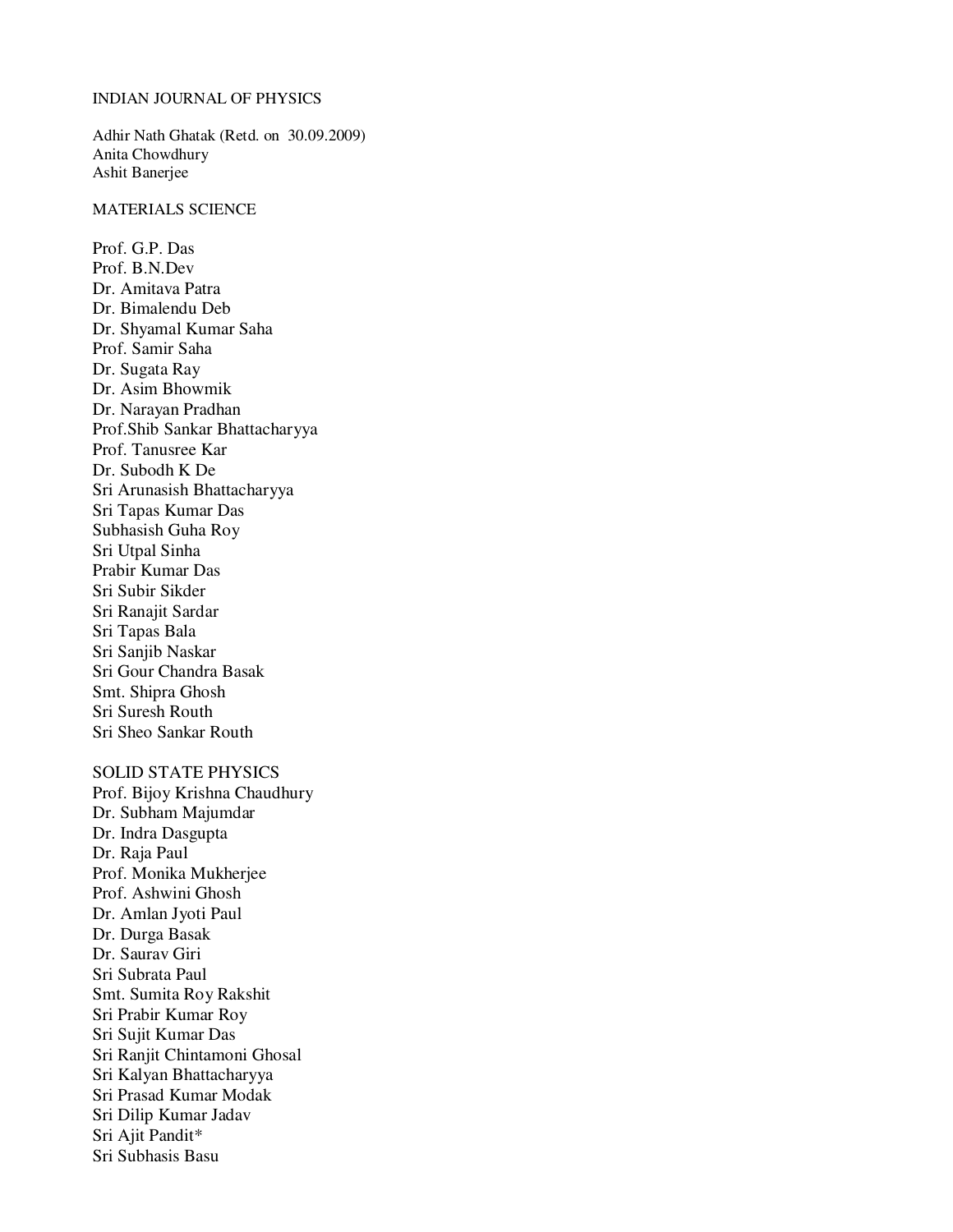## INDIAN JOURNAL OF PHYSICS

Adhir Nath Ghatak (Retd. on 30.09.2009)
Anita Chowdhury
Ashit Banerjee

## MATERIALS SCIENCE

Prof. G.P. Das
Prof. B.N.Dev
Dr. Amitava Patra
Dr. Bimalendu Deb
Dr. Shyamal Kumar Saha
Prof. Samir Saha
Dr. Sugata Ray
Dr. Asim Bhowmik
Dr. Narayan Pradhan
Prof.Shib Sankar Bhattacharyya
Prof. Tanusree Kar
Dr. Subodh K De
Sri Arunasish Bhattacharyya
Sri Tapas Kumar Das
Subhasish Guha Roy
Sri Utpal Sinha
Prabir Kumar Das
Sri Subir Sikder
Sri Ranajit Sardar
Sri Tapas Bala
Sri Sanjib Naskar
Sri Gour Chandra Basak
Smt. Shipra Ghosh
Sri Suresh Routh
Sri Sheo Sankar Routh

## SOLID STATE PHYSICS

Prof. Bijoy Krishna Chaudhury
Dr. Subham Majumdar
Dr. Indra Dasgupta
Dr. Raja Paul
Prof. Monika Mukherjee
Prof. Ashwini Ghosh
Dr. Amlan Jyoti Paul
Dr. Durga Basak
Dr. Saurav Giri
Sri Subrata Paul
Smt. Sumita Roy Rakshit
Sri Prabir Kumar Roy
Sri Sujit Kumar Das
Sri Ranjit Chintamoni Ghosal
Sri Kalyan Bhattacharyya
Sri Prasad Kumar Modak
Sri Dilip Kumar Jadav
Sri Ajit Pandit*
Sri Subhasis Basu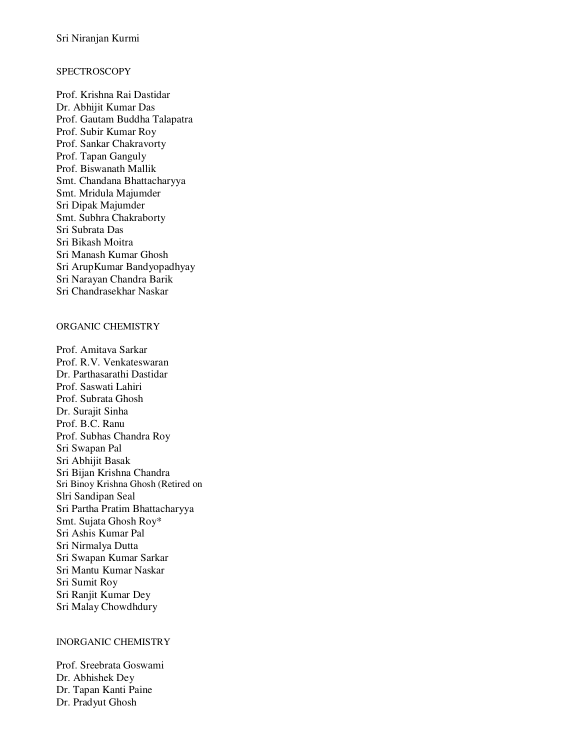Sri Niranjan Kurmi

## SPECTROSCOPY

Prof. Krishna Rai Dastidar
Dr. Abhijit Kumar Das
Prof. Gautam Buddha Talapatra
Prof. Subir Kumar Roy
Prof. Sankar Chakravorty
Prof. Tapan Ganguly
Prof. Biswanath Mallik
Smt. Chandana Bhattacharyya
Smt. Mridula Majumder
Sri Dipak Majumder
Smt. Subhra Chakraborty
Sri Subrata Das
Sri Bikash Moitra
Sri Manash Kumar Ghosh
Sri ArupKumar Bandyopadhyay
Sri Narayan Chandra Barik
Sri Chandrasekhar Naskar

## ORGANIC CHEMISTRY

Prof. Amitava Sarkar
Prof. R.V. Venkateswaran
Dr. Parthasarathi Dastidar
Prof. Saswati Lahiri
Prof. Subrata Ghosh
Dr. Surajit Sinha
Prof. B.C. Ranu
Prof. Subhas Chandra Roy
Sri Swapan Pal
Sri Abhijit Basak
Sri Bijan Krishna Chandra
Sri Binoy Krishna Ghosh (Retired on
Slri Sandipan Seal
Sri Partha Pratim Bhattacharyya
Smt. Sujata Ghosh Roy*
Sri Ashis Kumar Pal
Sri Nirmalya Dutta
Sri Swapan Kumar Sarkar
Sri Mantu Kumar Naskar
Sri Sumit Roy
Sri Ranjit Kumar Dey
Sri Malay Chowdhdury

## INORGANIC CHEMISTRY

Prof. Sreebrata Goswami
Dr. Abhishek Dey
Dr. Tapan Kanti Paine
Dr. Pradyut Ghosh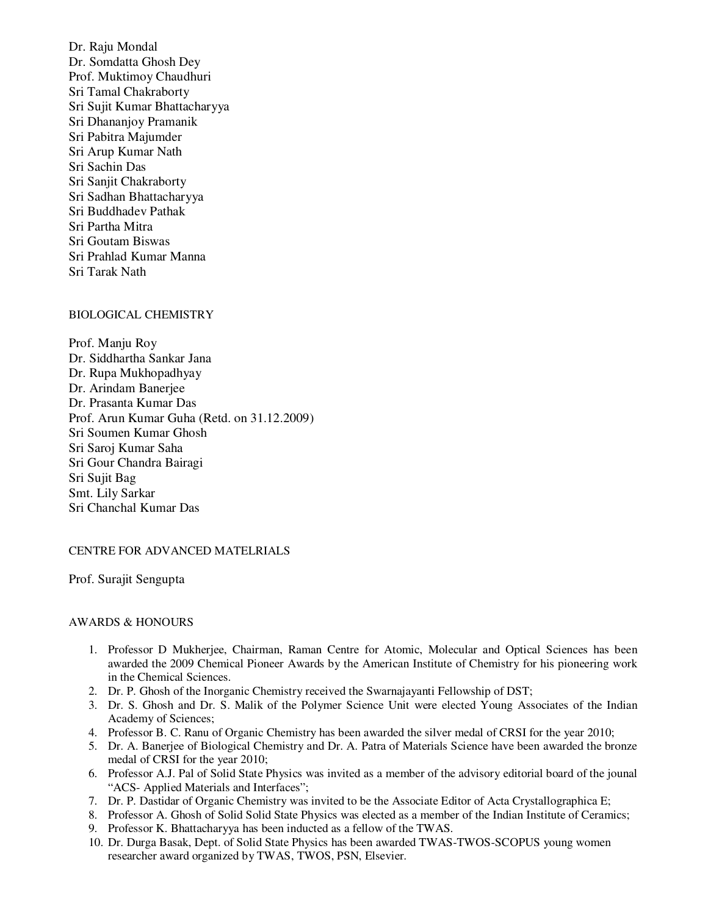Dr. Raju Mondal
Dr. Somdatta Ghosh Dey
Prof. Muktimoy Chaudhuri
Sri Tamal Chakraborty
Sri Sujit Kumar Bhattacharyya
Sri Dhananjoy Pramanik
Sri Pabitra Majumder
Sri Arup Kumar Nath
Sri Sachin Das
Sri Sanjit Chakraborty
Sri Sadhan Bhattacharyya
Sri Buddhadev Pathak
Sri Partha Mitra
Sri Goutam Biswas
Sri Prahlad Kumar Manna
Sri Tarak Nath

## BIOLOGICAL CHEMISTRY

Prof. Manju Roy
Dr. Siddhartha Sankar Jana
Dr. Rupa Mukhopadhyay
Dr. Arindam Banerjee
Dr. Prasanta Kumar Das
Prof. Arun Kumar Guha (Retd. on 31.12.2009)
Sri Soumen Kumar Ghosh
Sri Saroj Kumar Saha
Sri Gour Chandra Bairagi
Sri Sujit Bag
Smt. Lily Sarkar
Sri Chanchal Kumar Das

## CENTRE FOR ADVANCED MATELRIALS

Prof. Surajit Sengupta

## AWARDS & HONOURS

1. Professor D Mukherjee, Chairman, Raman Centre for Atomic, Molecular and Optical Sciences has been awarded the 2009 Chemical Pioneer Awards by the American Institute of Chemistry for his pioneering work in the Chemical Sciences.
2. Dr. P. Ghosh of the Inorganic Chemistry received the Swarnajayanti Fellowship of DST;
3. Dr. S. Ghosh and Dr. S. Malik of the Polymer Science Unit were elected Young Associates of the Indian Academy of Sciences;
4. Professor B. C. Ranu of Organic Chemistry has been awarded the silver medal of CRSI for the year 2010;
5. Dr. A. Banerjee of Biological Chemistry and Dr. A. Patra of Materials Science have been awarded the bronze medal of CRSI for the year 2010;
6. Professor A.J. Pal of Solid State Physics was invited as a member of the advisory editorial board of the jounal "ACS- Applied Materials and Interfaces";
7. Dr. P. Dastidar of Organic Chemistry was invited to be the Associate Editor of Acta Crystallographica E;
8. Professor A. Ghosh of Solid Solid State Physics was elected as a member of the Indian Institute of Ceramics;
9. Professor K. Bhattacharyya has been inducted as a fellow of the TWAS.
10. Dr. Durga Basak, Dept. of Solid State Physics has been awarded TWAS-TWOS-SCOPUS young women researcher award organized by TWAS, TWOS, PSN, Elsevier.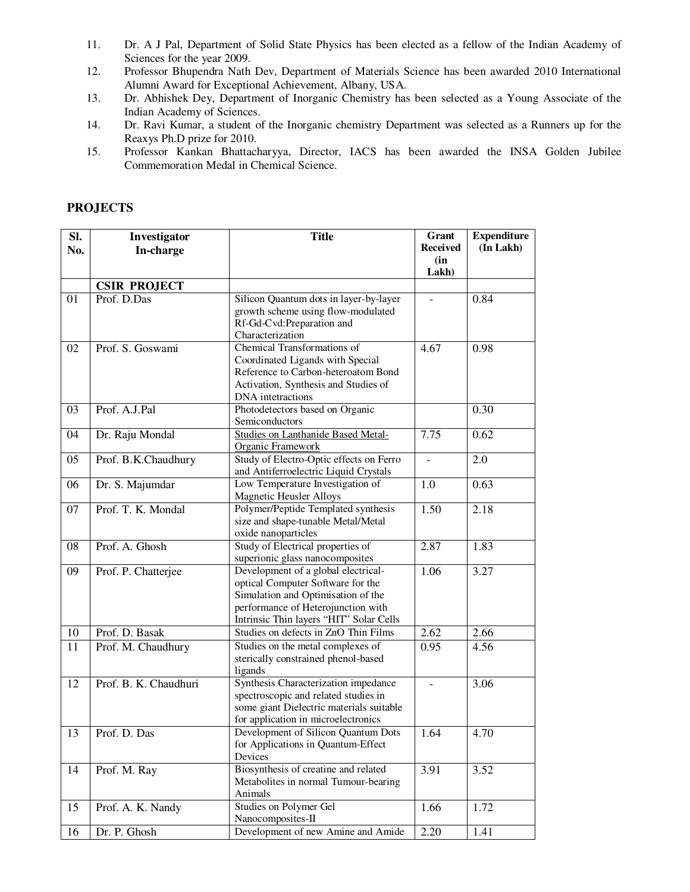11. Dr. A J Pal, Department of Solid State Physics has been elected as a fellow of the Indian Academy of Sciences for the year 2009.
12. Professor Bhupendra Nath Dev, Department of Materials Science has been awarded 2010 International Alumni Award for Exceptional Achievement, Albany, USA.
13. Dr. Abhishek Dey, Department of Inorganic Chemistry has been selected as a Young Associate of the Indian Academy of Sciences.
14. Dr. Ravi Kumar, a student of the Inorganic chemistry Department was selected as a Runners up for the Reaxys Ph.D prize for 2010.
15. Professor Kankan Bhattacharyya, Director, IACS has been awarded the INSA Golden Jubilee Commemoration Medal in Chemical Science.

## PROJECTS

| Sl. No. | Investigator In-charge | Title | Grant Received (in Lakh) | Expenditure (In Lakh) |
|---|---|---|---|---|
| | **CSIR PROJECT** | | | |
| 01 | Prof. D.Das | Silicon Quantum dots in layer-by-layer growth scheme using flow-modulated Rf-Gd-Cvd:Preparation and Characterization | - | 0.84 |
| 02 | Prof. S. Goswami | Chemical Transformations of Coordinated Ligands with Special Reference to Carbon-heteroatom Bond Activation, Synthesis and Studies of DNA intetractions | 4.67 | 0.98 |
| 03 | Prof. A.J.Pal | Photodetectors based on Organic Semiconductors | | 0.30 |
| 04 | Dr. Raju Mondal | Studies on Lanthanide Based Metal-Organic Framework | 7.75 | 0.62 |
| 05 | Prof. B.K.Chaudhury | Study of Electro-Optic effects on Ferro and Antiferroelectric Liquid Crystals | - | 2.0 |
| 06 | Dr. S. Majumdar | Low Temperature Investigation of Magnetic Heusler Alloys | 1.0 | 0.63 |
| 07 | Prof. T. K. Mondal | Polymer/Peptide Templated synthesis size and shape-tunable Metal/Metal oxide nanoparticles | 1.50 | 2.18 |
| 08 | Prof. A. Ghosh | Study of Electrical properties of superionic glass nanocomposites | 2.87 | 1.83 |
| 09 | Prof. P. Chatterjee | Development of a global electrical-optical Computer Software for the Simulation and Optimisation of the performance of Heterojunction with Intrinsic Thin layers "HIT" Solar Cells | 1.06 | 3.27 |
| 10 | Prof. D. Basak | Studies on defects in ZnO Thin Films | 2.62 | 2.66 |
| 11 | Prof. M. Chaudhury | Studies on the metal complexes of sterically constrained phenol-based ligands | 0.95 | 4.56 |
| 12 | Prof. B. K. Chaudhuri | Synthesis Characterization impedance spectroscopic and related studies in some giant Dielectric materials suitable for application in microelectronics | - | 3.06 |
| 13 | Prof. D. Das | Development of Silicon Quantum Dots for Applications in Quantum-Effect Devices | 1.64 | 4.70 |
| 14 | Prof. M. Ray | Biosynthesis of creatine and related Metabolites in normal Tumour-bearing Animals | 3.91 | 3.52 |
| 15 | Prof. A. K. Nandy | Studies on Polymer Gel Nanocomposites-II | 1.66 | 1.72 |
| 16 | Dr. P. Ghosh | Development of new Amine and Amide | 2.20 | 1.41 |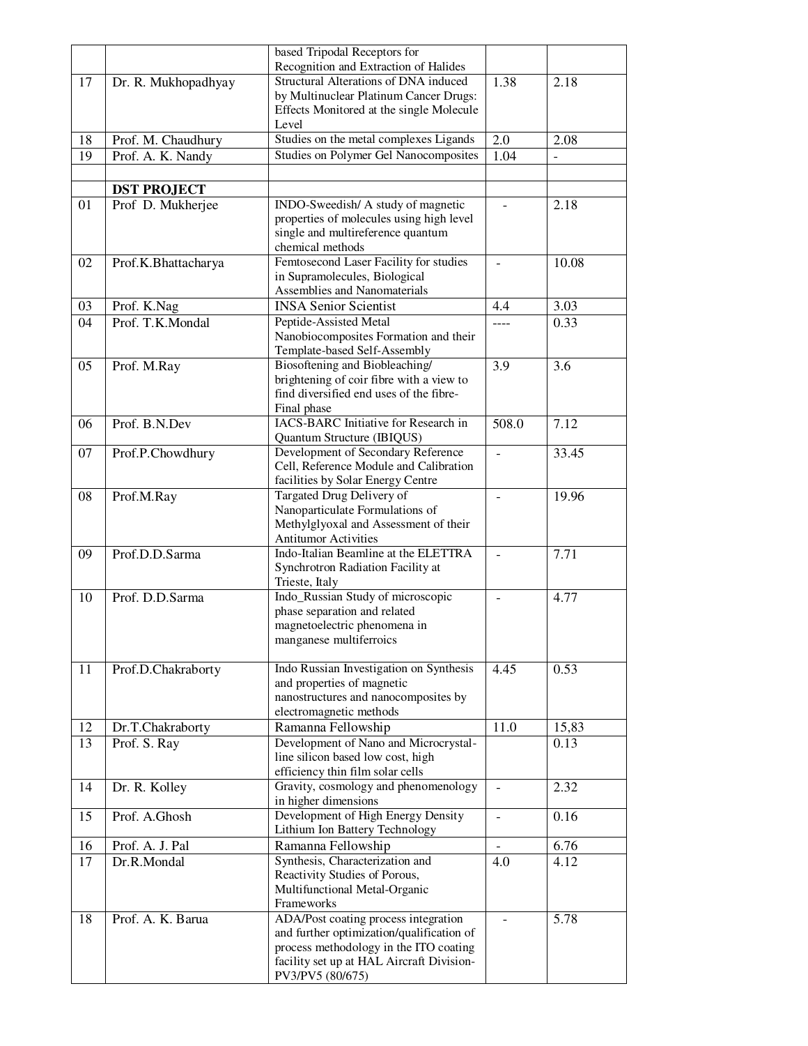| | | | | |
|---|---|---|---|---|
| | | based Tripodal Receptors for Recognition and Extraction of Halides | | |
| 17 | Dr. R. Mukhopadhyay | Structural Alterations of DNA induced by Multinuclear Platinum Cancer Drugs: Effects Monitored at the single Molecule Level | 1.38 | 2.18 |
| 18 | Prof. M. Chaudhury | Studies on the metal complexes Ligands | 2.0 | 2.08 |
| 19 | Prof. A. K. Nandy | Studies on Polymer Gel Nanocomposites | 1.04 | - |
| | | | | |
| | **DST PROJECT** | | | |
| 01 | Prof D. Mukherjee | INDO-Sweedish/ A study of magnetic properties of molecules using high level single and multireference quantum chemical methods | - | 2.18 |
| 02 | Prof.K.Bhattacharya | Femtosecond Laser Facility for studies in Supramolecules, Biological Assemblies and Nanomaterials | - | 10.08 |
| 03 | Prof. K.Nag | INSA Senior Scientist | 4.4 | 3.03 |
| 04 | Prof. T.K.Mondal | Peptide-Assisted Metal Nanobiocomposites Formation and their Template-based Self-Assembly | ---- | 0.33 |
| 05 | Prof. M.Ray | Biosoftening and Biobleaching/ brightening of coir fibre with a view to find diversified end uses of the fibre- Final phase | 3.9 | 3.6 |
| 06 | Prof. B.N.Dev | IACS-BARC Initiative for Research in Quantum Structure (IBIQUS) | 508.0 | 7.12 |
| 07 | Prof.P.Chowdhury | Development of Secondary Reference Cell, Reference Module and Calibration facilities by Solar Energy Centre | - | 33.45 |
| 08 | Prof.M.Ray | Targated Drug Delivery of Nanoparticulate Formulations of Methylglyoxal and Assessment of their Antitumor Activities | - | 19.96 |
| 09 | Prof.D.D.Sarma | Indo-Italian Beamline at the ELETTRA Synchrotron Radiation Facility at Trieste, Italy | - | 7.71 |
| 10 | Prof. D.D.Sarma | Indo_Russian Study of microscopic phase separation and related magnetoelectric phenomena in manganese multiferroics | - | 4.77 |
| 11 | Prof.D.Chakraborty | Indo Russian Investigation on Synthesis and properties of magnetic nanostructures and nanocomposites by electromagnetic methods | 4.45 | 0.53 |
| 12 | Dr.T.Chakraborty | Ramanna Fellowship | 11.0 | 15,83 |
| 13 | Prof. S. Ray | Development of Nano and Microcrystal-line silicon based low cost, high efficiency thin film solar cells | | 0.13 |
| 14 | Dr. R. Kolley | Gravity, cosmology and phenomenology in higher dimensions | - | 2.32 |
| 15 | Prof. A.Ghosh | Development of High Energy Density Lithium Ion Battery Technology | - | 0.16 |
| 16 | Prof. A. J. Pal | Ramanna Fellowship | - | 6.76 |
| 17 | Dr.R.Mondal | Synthesis, Characterization and Reactivity Studies of Porous, Multifunctional Metal-Organic Frameworks | 4.0 | 4.12 |
| 18 | Prof. A. K. Barua | ADA/Post coating process integration and further optimization/qualification of process methodology in the ITO coating facility set up at HAL Aircraft Division-PV3/PV5 (80/675) | - | 5.78 |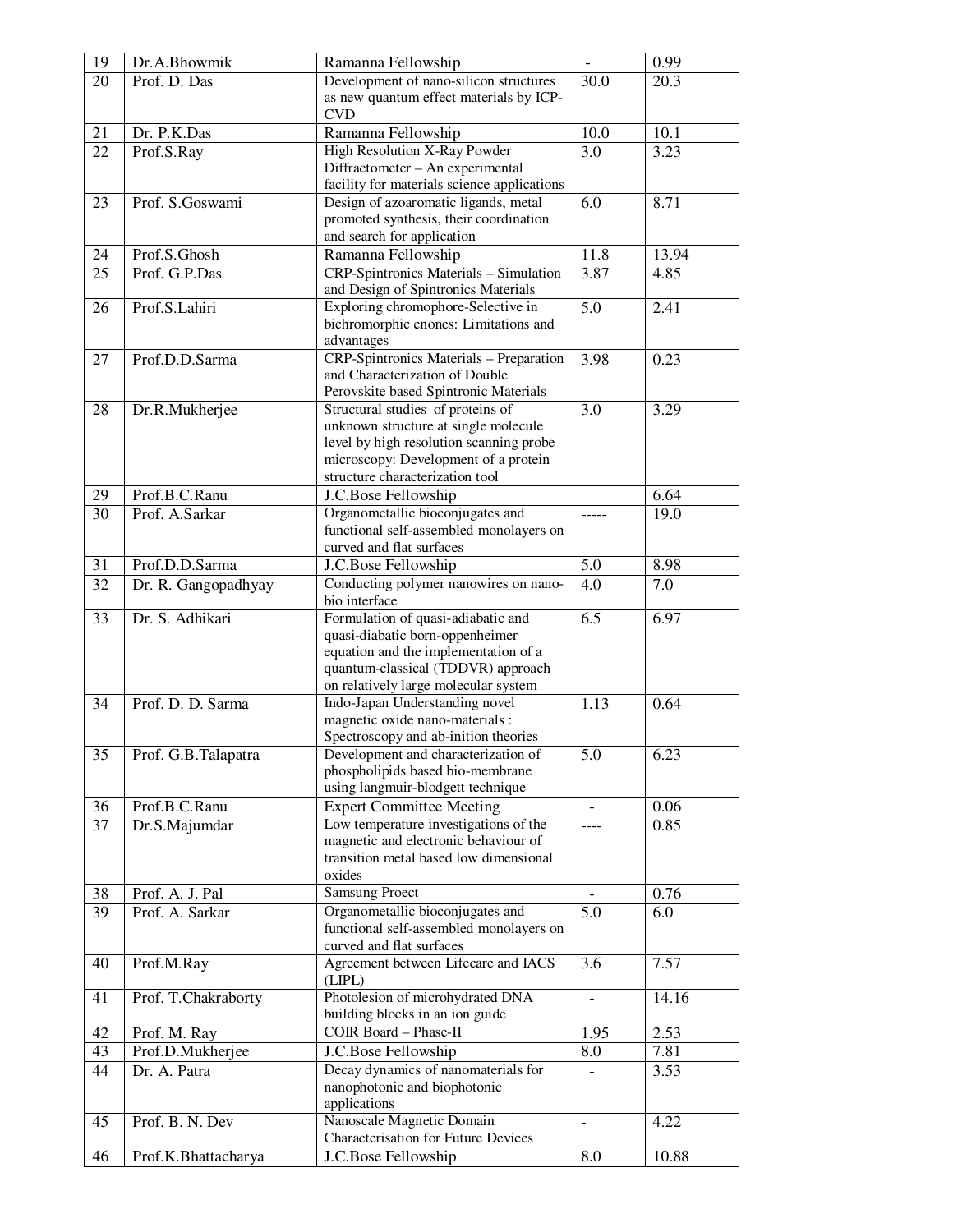| 19 | Dr.A.Bhowmik | Ramanna Fellowship | - | 0.99 |
|---|---|---|---|---|
| 20 | Prof. D. Das | Development of nano-silicon structures as new quantum effect materials by ICP-CVD | 30.0 | 20.3 |
| 21 | Dr. P.K.Das | Ramanna Fellowship | 10.0 | 10.1 |
| 22 | Prof.S.Ray | High Resolution X-Ray Powder Diffractometer – An experimental facility for materials science applications | 3.0 | 3.23 |
| 23 | Prof. S.Goswami | Design of azoaromatic ligands, metal promoted synthesis, their coordination and search for application | 6.0 | 8.71 |
| 24 | Prof.S.Ghosh | Ramanna Fellowship | 11.8 | 13.94 |
| 25 | Prof. G.P.Das | CRP-Spintronics Materials – Simulation and Design of Spintronics Materials | 3.87 | 4.85 |
| 26 | Prof.S.Lahiri | Exploring chromophore-Selective in bichromorphic enones: Limitations and advantages | 5.0 | 2.41 |
| 27 | Prof.D.D.Sarma | CRP-Spintronics Materials – Preparation and Characterization of Double Perovskite based Spintronic Materials | 3.98 | 0.23 |
| 28 | Dr.R.Mukherjee | Structural studies of proteins of unknown structure at single molecule level by high resolution scanning probe microscopy: Development of a protein structure characterization tool | 3.0 | 3.29 |
| 29 | Prof.B.C.Ranu | J.C.Bose Fellowship | | 6.64 |
| 30 | Prof. A.Sarkar | Organometallic bioconjugates and functional self-assembled monolayers on curved and flat surfaces | ----- | 19.0 |
| 31 | Prof.D.D.Sarma | J.C.Bose Fellowship | 5.0 | 8.98 |
| 32 | Dr. R. Gangopadhyay | Conducting polymer nanowires on nano-bio interface | 4.0 | 7.0 |
| 33 | Dr. S. Adhikari | Formulation of quasi-adiabatic and quasi-diabatic born-oppenheimer equation and the implementation of a quantum-classical (TDDVR) approach on relatively large molecular system | 6.5 | 6.97 |
| 34 | Prof. D. D. Sarma | Indo-Japan Understanding novel magnetic oxide nano-materials : Spectroscopy and ab-inition theories | 1.13 | 0.64 |
| 35 | Prof. G.B.Talapatra | Development and characterization of phospholipids based bio-membrane using langmuir-blodgett technique | 5.0 | 6.23 |
| 36 | Prof.B.C.Ranu | Expert Committee Meeting | - | 0.06 |
| 37 | Dr.S.Majumdar | Low temperature investigations of the magnetic and electronic behaviour of transition metal based low dimensional oxides | ---- | 0.85 |
| 38 | Prof. A. J. Pal | Samsung Proect | - | 0.76 |
| 39 | Prof. A. Sarkar | Organometallic bioconjugates and functional self-assembled monolayers on curved and flat surfaces | 5.0 | 6.0 |
| 40 | Prof.M.Ray | Agreement between Lifecare and IACS (LIPL) | 3.6 | 7.57 |
| 41 | Prof. T.Chakraborty | Photolesion of microhydrated DNA building blocks in an ion guide | - | 14.16 |
| 42 | Prof. M. Ray | COIR Board – Phase-II | 1.95 | 2.53 |
| 43 | Prof.D.Mukherjee | J.C.Bose Fellowship | 8.0 | 7.81 |
| 44 | Dr. A. Patra | Decay dynamics of nanomaterials for nanophotonic and biophotonic applications | - | 3.53 |
| 45 | Prof. B. N. Dev | Nanoscale Magnetic Domain Characterisation for Future Devices | - | 4.22 |
| 46 | Prof.K.Bhattacharya | J.C.Bose Fellowship | 8.0 | 10.88 |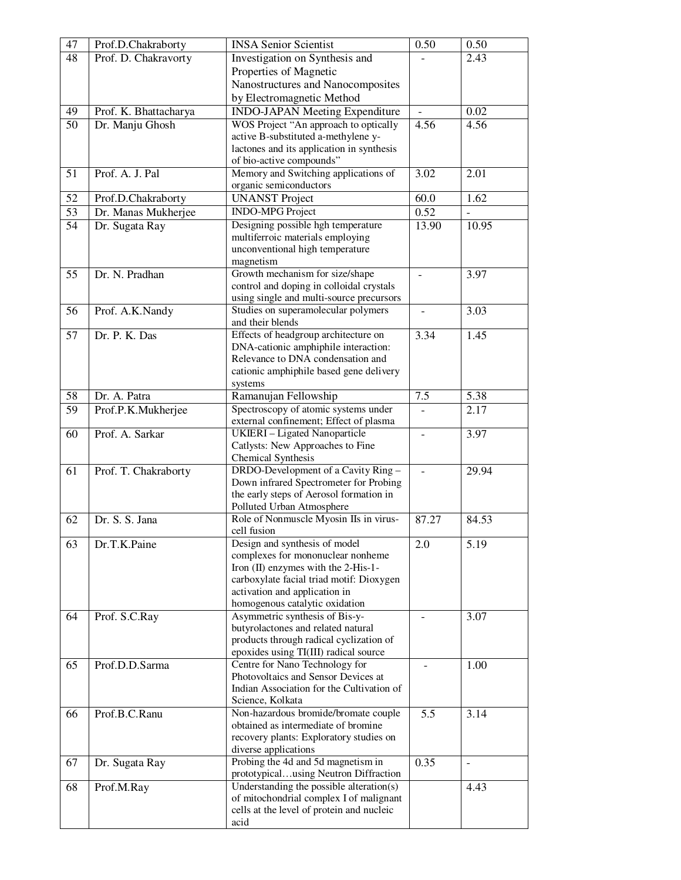| 47 | Prof.D.Chakraborty | INSA Senior Scientist | 0.50 | 0.50 |
|---|---|---|---|---|
| 48 | Prof. D. Chakravorty | Investigation on Synthesis and Properties of Magnetic Nanostructures and Nanocomposites by Electromagnetic Method | - | 2.43 |
| 49 | Prof. K. Bhattacharya | INDO-JAPAN Meeting Expenditure | - | 0.02 |
| 50 | Dr. Manju Ghosh | WOS Project "An approach to optically active B-substituted a-methylene y-lactones and its application in synthesis of bio-active compounds" | 4.56 | 4.56 |
| 51 | Prof. A. J. Pal | Memory and Switching applications of organic semiconductors | 3.02 | 2.01 |
| 52 | Prof.D.Chakraborty | UNANST Project | 60.0 | 1.62 |
| 53 | Dr. Manas Mukherjee | INDO-MPG Project | 0.52 | - |
| 54 | Dr. Sugata Ray | Designing possible hgh temperature multiferroic materials employing unconventional high temperature magnetism | 13.90 | 10.95 |
| 55 | Dr. N. Pradhan | Growth mechanism for size/shape control and doping in colloidal crystals using single and multi-source precursors | - | 3.97 |
| 56 | Prof. A.K.Nandy | Studies on superamolecular polymers and their blends | - | 3.03 |
| 57 | Dr. P. K. Das | Effects of headgroup architecture on DNA-cationic amphiphile interaction: Relevance to DNA condensation and cationic amphiphile based gene delivery systems | 3.34 | 1.45 |
| 58 | Dr. A. Patra | Ramanujan Fellowship | 7.5 | 5.38 |
| 59 | Prof.P.K.Mukherjee | Spectroscopy of atomic systems under external confinement; Effect of plasma | - | 2.17 |
| 60 | Prof. A. Sarkar | UKIERI – Ligated Nanoparticle Catlysts: New Approaches to Fine Chemical Synthesis | - | 3.97 |
| 61 | Prof. T. Chakraborty | DRDO-Development of a Cavity Ring – Down infrared Spectrometer for Probing the early steps of Aerosol formation in Polluted Urban Atmosphere | - | 29.94 |
| 62 | Dr. S. S. Jana | Role of Nonmuscle Myosin IIs in virus-cell fusion | 87.27 | 84.53 |
| 63 | Dr.T.K.Paine | Design and synthesis of model complexes for mononuclear nonheme Iron (II) enzymes with the 2-His-1-carboxylate facial triad motif: Dioxygen activation and application in homogenous catalytic oxidation | 2.0 | 5.19 |
| 64 | Prof. S.C.Ray | Asymmetric synthesis of Bis-y-butyrolactones and related natural products through radical cyclization of epoxides using TI(III) radical source | - | 3.07 |
| 65 | Prof.D.D.Sarma | Centre for Nano Technology for Photovoltaics and Sensor Devices at Indian Association for the Cultivation of Science, Kolkata | - | 1.00 |
| 66 | Prof.B.C.Ranu | Non-hazardous bromide/bromate couple obtained as intermediate of bromine recovery plants: Exploratory studies on diverse applications | 5.5 | 3.14 |
| 67 | Dr. Sugata Ray | Probing the 4d and 5d magnetism in prototypical…using Neutron Diffraction | 0.35 | - |
| 68 | Prof.M.Ray | Understanding the possible alteration(s) of mitochondrial complex I of malignant cells at the level of protein and nucleic acid | | 4.43 |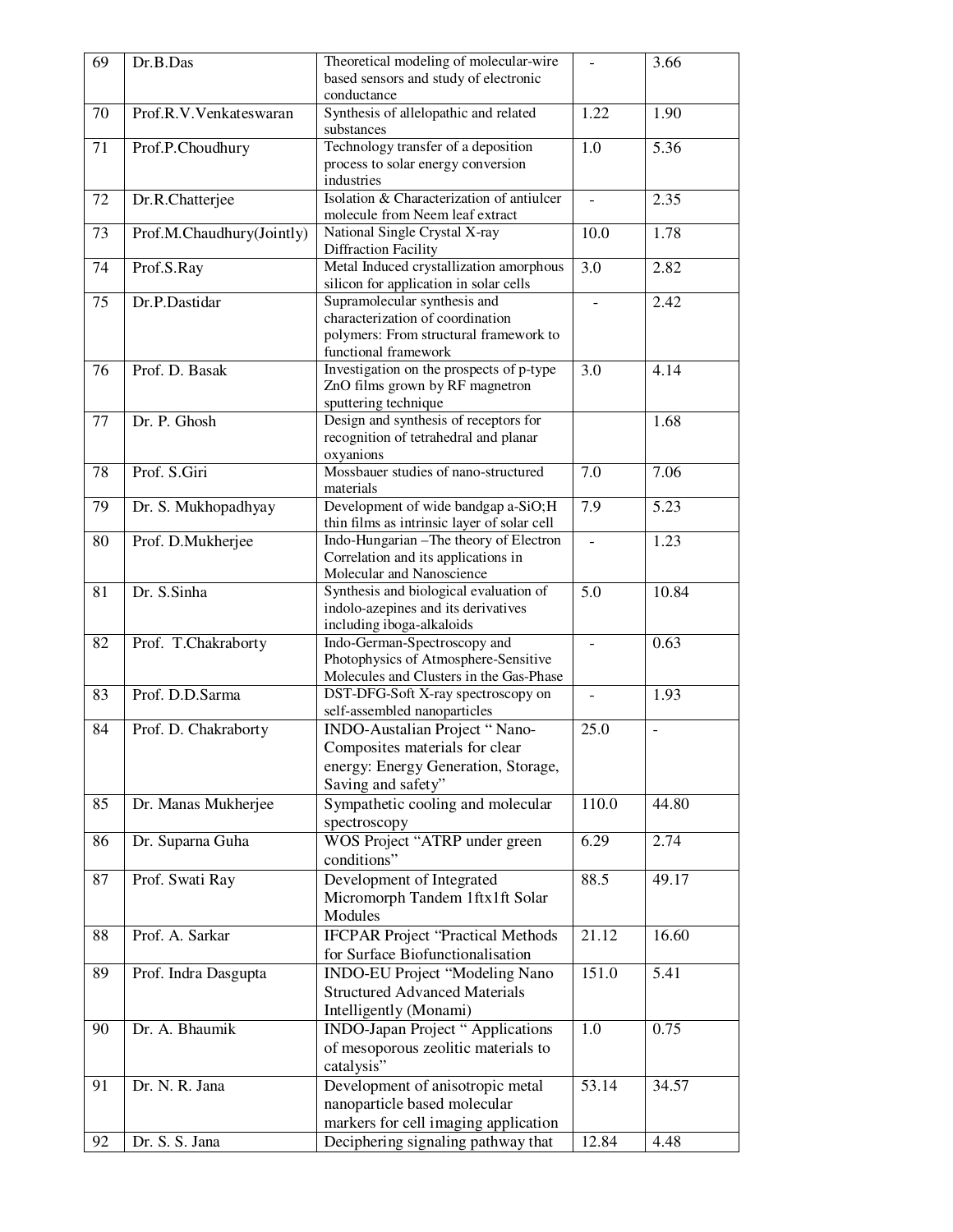| 69 | Dr.B.Das | Theoretical modeling of molecular-wire based sensors and study of electronic conductance | - | 3.66 |
|---|---|---|---|---|
| 70 | Prof.R.V.Venkateswaran | Synthesis of allelopathic and related substances | 1.22 | 1.90 |
| 71 | Prof.P.Choudhury | Technology transfer of a deposition process to solar energy conversion industries | 1.0 | 5.36 |
| 72 | Dr.R.Chatterjee | Isolation & Characterization of antiulcer molecule from Neem leaf extract | - | 2.35 |
| 73 | Prof.M.Chaudhury(Jointly) | National Single Crystal X-ray Diffraction Facility | 10.0 | 1.78 |
| 74 | Prof.S.Ray | Metal Induced crystallization amorphous silicon for application in solar cells | 3.0 | 2.82 |
| 75 | Dr.P.Dastidar | Supramolecular synthesis and characterization of coordination polymers: From structural framework to functional framework | - | 2.42 |
| 76 | Prof. D. Basak | Investigation on the prospects of p-type ZnO films grown by RF magnetron sputtering technique | 3.0 | 4.14 |
| 77 | Dr. P. Ghosh | Design and synthesis of receptors for recognition of tetrahedral and planar oxyanions | | 1.68 |
| 78 | Prof. S.Giri | Mossbauer studies of nano-structured materials | 7.0 | 7.06 |
| 79 | Dr. S. Mukhopadhyay | Development of wide bandgap a-SiO;H thin films as intrinsic layer of solar cell | 7.9 | 5.23 |
| 80 | Prof. D.Mukherjee | Indo-Hungarian –The theory of Electron Correlation and its applications in Molecular and Nanoscience | - | 1.23 |
| 81 | Dr. S.Sinha | Synthesis and biological evaluation of indolo-azepines and its derivatives including iboga-alkaloids | 5.0 | 10.84 |
| 82 | Prof. T.Chakraborty | Indo-German-Spectroscopy and Photophysics of Atmosphere-Sensitive Molecules and Clusters in the Gas-Phase | - | 0.63 |
| 83 | Prof. D.D.Sarma | DST-DFG-Soft X-ray spectroscopy on self-assembled nanoparticles | - | 1.93 |
| 84 | Prof. D. Chakraborty | INDO-Austalian Project " Nano-Composites materials for clear energy: Energy Generation, Storage, Saving and safety" | 25.0 | - |
| 85 | Dr. Manas Mukherjee | Sympathetic cooling and molecular spectroscopy | 110.0 | 44.80 |
| 86 | Dr. Suparna Guha | WOS Project "ATRP under green conditions" | 6.29 | 2.74 |
| 87 | Prof. Swati Ray | Development of Integrated Micromorph Tandem 1ftx1ft Solar Modules | 88.5 | 49.17 |
| 88 | Prof. A. Sarkar | IFCPAR Project "Practical Methods for Surface Biofunctionalisation | 21.12 | 16.60 |
| 89 | Prof. Indra Dasgupta | INDO-EU Project "Modeling Nano Structured Advanced Materials Intelligently (Monami) | 151.0 | 5.41 |
| 90 | Dr. A. Bhaumik | INDO-Japan Project " Applications of mesoporous zeolitic materials to catalysis" | 1.0 | 0.75 |
| 91 | Dr. N. R. Jana | Development of anisotropic metal nanoparticle based molecular markers for cell imaging application | 53.14 | 34.57 |
| 92 | Dr. S. S. Jana | Deciphering signaling pathway that | 12.84 | 4.48 |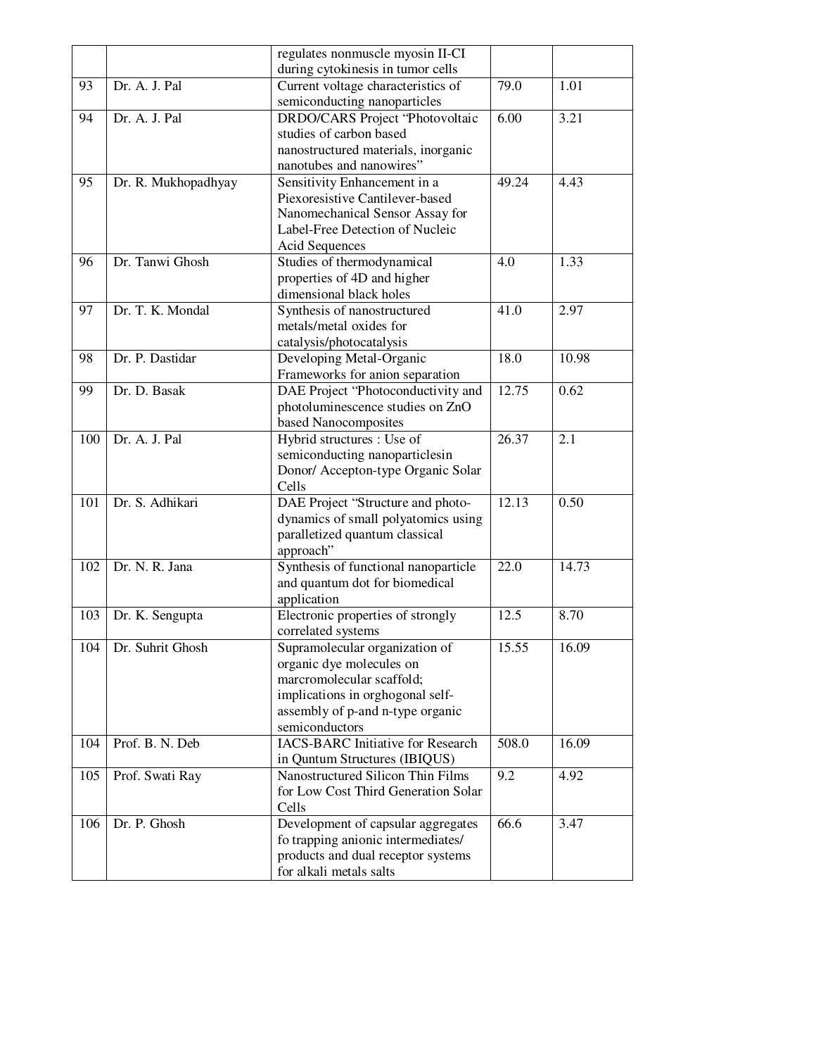| | | | | |
|---|---|---|---|---|
| | | regulates nonmuscle myosin II-CI during cytokinesis in tumor cells | | |
| 93 | Dr. A. J. Pal | Current voltage characteristics of semiconducting nanoparticles | 79.0 | 1.01 |
| 94 | Dr. A. J. Pal | DRDO/CARS Project "Photovoltaic studies of carbon based nanostructured materials, inorganic nanotubes and nanowires" | 6.00 | 3.21 |
| 95 | Dr. R. Mukhopadhyay | Sensitivity Enhancement in a Piexoresistive Cantilever-based Nanomechanical Sensor Assay for Label-Free Detection of Nucleic Acid Sequences | 49.24 | 4.43 |
| 96 | Dr. Tanwi Ghosh | Studies of thermodynamical properties of 4D and higher dimensional black holes | 4.0 | 1.33 |
| 97 | Dr. T. K. Mondal | Synthesis of nanostructured metals/metal oxides for catalysis/photocatalysis | 41.0 | 2.97 |
| 98 | Dr. P. Dastidar | Developing Metal-Organic Frameworks for anion separation | 18.0 | 10.98 |
| 99 | Dr. D. Basak | DAE Project "Photoconductivity and photoluminescence studies on ZnO based Nanocomposites | 12.75 | 0.62 |
| 100 | Dr. A. J. Pal | Hybrid structures : Use of semiconducting nanoparticlesin Donor/ Accepton-type Organic Solar Cells | 26.37 | 2.1 |
| 101 | Dr. S. Adhikari | DAE Project "Structure and photo-dynamics of small polyatomics using paralletized quantum classical approach" | 12.13 | 0.50 |
| 102 | Dr. N. R. Jana | Synthesis of functional nanoparticle and quantum dot for biomedical application | 22.0 | 14.73 |
| 103 | Dr. K. Sengupta | Electronic properties of strongly correlated systems | 12.5 | 8.70 |
| 104 | Dr. Suhrit Ghosh | Supramolecular organization of organic dye molecules on marcromolecular scaffold; implications in orghogonal self-assembly of p-and n-type organic semiconductors | 15.55 | 16.09 |
| 104 | Prof. B. N. Deb | IACS-BARC Initiative for Research in Quntum Structures (IBIQUS) | 508.0 | 16.09 |
| 105 | Prof. Swati Ray | Nanostructured Silicon Thin Films for Low Cost Third Generation Solar Cells | 9.2 | 4.92 |
| 106 | Dr. P. Ghosh | Development of capsular aggregates fo trapping anionic intermediates/ products and dual receptor systems for alkali metals salts | 66.6 | 3.47 |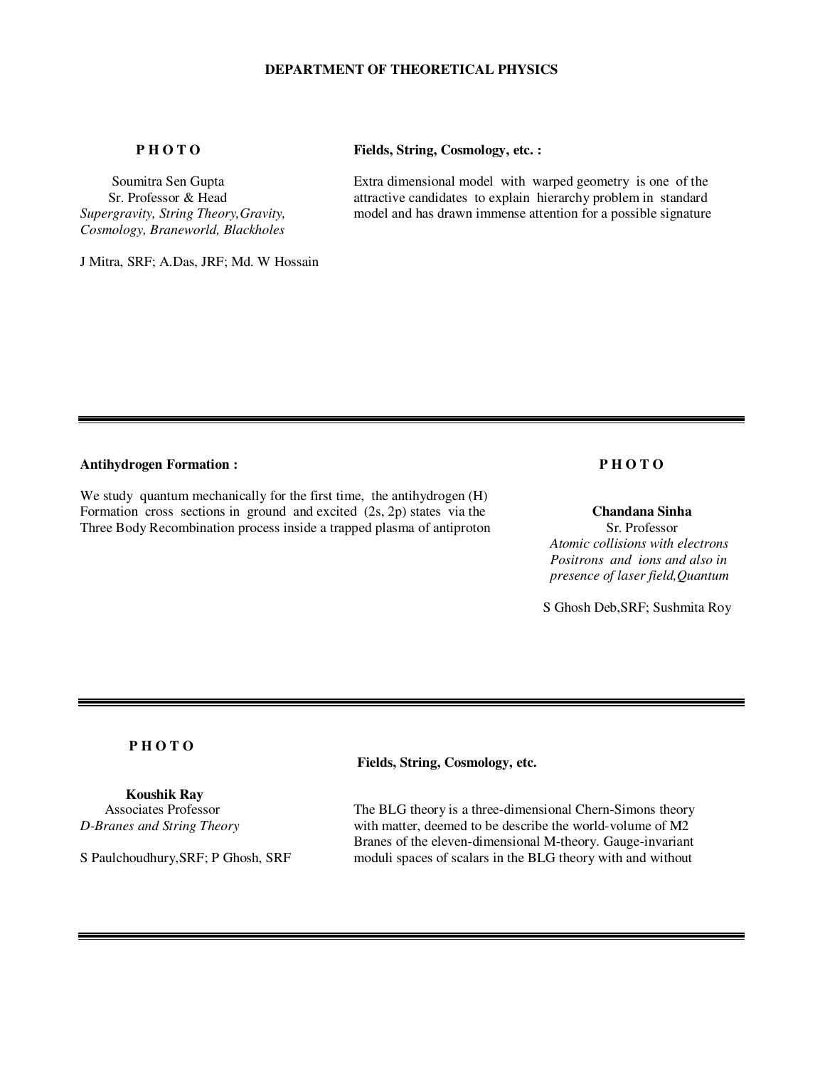**DEPARTMENT OF THEORETICAL PHYSICS**

**P H O T O**

Soumitra Sen Gupta
Sr. Professor & Head
*Supergravity, String Theory,Gravity, Cosmology, Braneworld, Blackholes*

J Mitra, SRF; A.Das, JRF; Md. W Hossain

**Fields, String, Cosmology, etc. :**

Extra dimensional model with warped geometry is one of the attractive candidates to explain hierarchy problem in standard model and has drawn immense attention for a possible signature

---

**Antihydrogen Formation :**

We study quantum mechanically for the first time, the antihydrogen (H) Formation cross sections in ground and excited (2s, 2p) states via the Three Body Recombination process inside a trapped plasma of antiproton

**P H O T O**

**Chandana Sinha**
Sr. Professor
*Atomic collisions with electrons Positrons and ions and also in presence of laser field,Quantum*

S Ghosh Deb,SRF; Sushmita Roy

---

**P H O T O**

**Koushik Ray**
Associates Professor
*D-Branes and String Theory*

S Paulchoudhury,SRF; P Ghosh, SRF

**Fields, String, Cosmology, etc.**

The BLG theory is a three-dimensional Chern-Simons theory with matter, deemed to be describe the world-volume of M2 Branes of the eleven-dimensional M-theory. Gauge-invariant moduli spaces of scalars in the BLG theory with and without

---